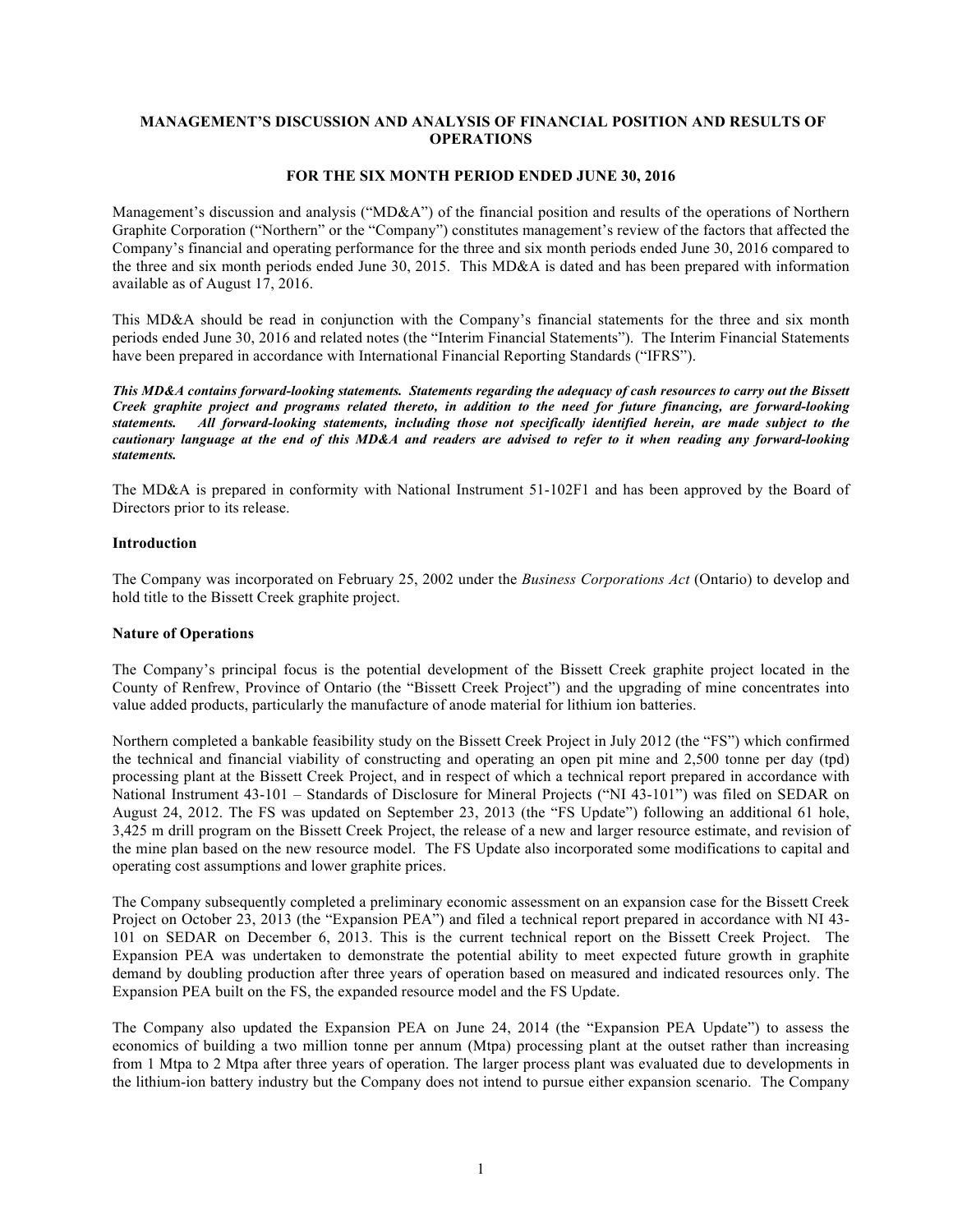# MANAGEMENT'S DISCUSSION AND ANALYSIS OF FINANCIAL POSITION AND RESULTS OF OPERATIONS

## FOR THE SIX MONTH PERIOD ENDED JUNE 30, 2016

Management's discussion and analysis ("MD&A") of the financial position and results of the operations of Northern Graphite Corporation ("Northern" or the "Company") constitutes management's review of the factors that affected the Company's financial and operating performance for the three and six month periods ended June 30, 2016 compared to the three and six month periods ended June 30, 2015. This MD&A is dated and has been prepared with information available as of August 17, 2016.

This MD&A should be read in conjunction with the Company's financial statements for the three and six month periods ended June 30, 2016 and related notes (the "Interim Financial Statements"). The Interim Financial Statements have been prepared in accordance with International Financial Reporting Standards ("IFRS").

***This MD&A contains forward-looking statements. Statements regarding the adequacy of cash resources to carry out the Bissett Creek graphite project and programs related thereto, in addition to the need for future financing, are forward-looking statements. All forward-looking statements, including those not specifically identified herein, are made subject to the cautionary language at the end of this MD&A and readers are advised to refer to it when reading any forward-looking statements.***

The MD&A is prepared in conformity with National Instrument 51-102F1 and has been approved by the Board of Directors prior to its release.

### Introduction

The Company was incorporated on February 25, 2002 under the *Business Corporations Act* (Ontario) to develop and hold title to the Bissett Creek graphite project.

### Nature of Operations

The Company's principal focus is the potential development of the Bissett Creek graphite project located in the County of Renfrew, Province of Ontario (the "Bissett Creek Project") and the upgrading of mine concentrates into value added products, particularly the manufacture of anode material for lithium ion batteries.

Northern completed a bankable feasibility study on the Bissett Creek Project in July 2012 (the "FS") which confirmed the technical and financial viability of constructing and operating an open pit mine and 2,500 tonne per day (tpd) processing plant at the Bissett Creek Project, and in respect of which a technical report prepared in accordance with National Instrument 43-101 – Standards of Disclosure for Mineral Projects ("NI 43-101") was filed on SEDAR on August 24, 2012. The FS was updated on September 23, 2013 (the "FS Update") following an additional 61 hole, 3,425 m drill program on the Bissett Creek Project, the release of a new and larger resource estimate, and revision of the mine plan based on the new resource model. The FS Update also incorporated some modifications to capital and operating cost assumptions and lower graphite prices.

The Company subsequently completed a preliminary economic assessment on an expansion case for the Bissett Creek Project on October 23, 2013 (the "Expansion PEA") and filed a technical report prepared in accordance with NI 43-101 on SEDAR on December 6, 2013. This is the current technical report on the Bissett Creek Project. The Expansion PEA was undertaken to demonstrate the potential ability to meet expected future growth in graphite demand by doubling production after three years of operation based on measured and indicated resources only. The Expansion PEA built on the FS, the expanded resource model and the FS Update.

The Company also updated the Expansion PEA on June 24, 2014 (the "Expansion PEA Update") to assess the economics of building a two million tonne per annum (Mtpa) processing plant at the outset rather than increasing from 1 Mtpa to 2 Mtpa after three years of operation. The larger process plant was evaluated due to developments in the lithium-ion battery industry but the Company does not intend to pursue either expansion scenario. The Company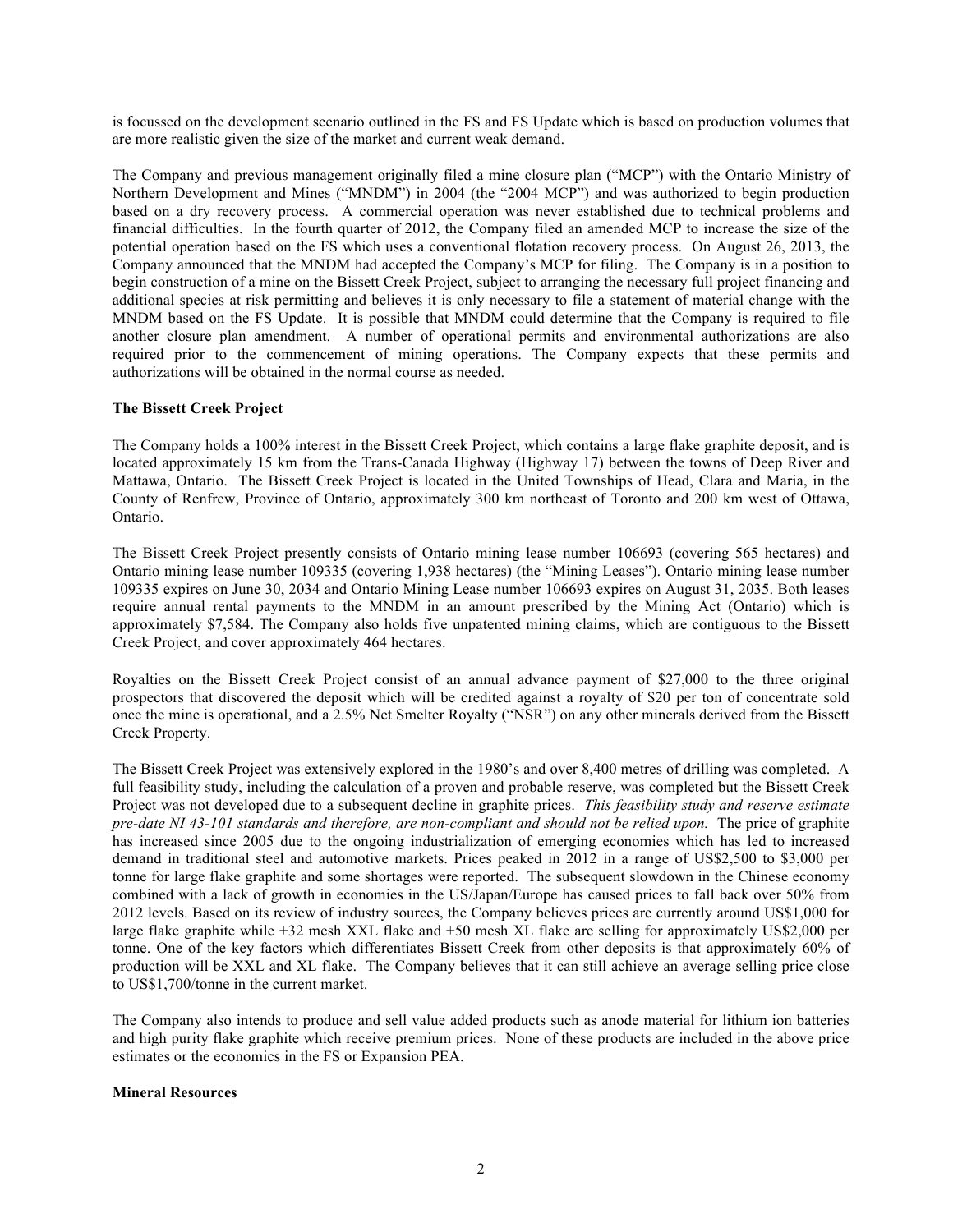is focussed on the development scenario outlined in the FS and FS Update which is based on production volumes that are more realistic given the size of the market and current weak demand.

The Company and previous management originally filed a mine closure plan ("MCP") with the Ontario Ministry of Northern Development and Mines ("MNDM") in 2004 (the "2004 MCP") and was authorized to begin production based on a dry recovery process. A commercial operation was never established due to technical problems and financial difficulties. In the fourth quarter of 2012, the Company filed an amended MCP to increase the size of the potential operation based on the FS which uses a conventional flotation recovery process. On August 26, 2013, the Company announced that the MNDM had accepted the Company's MCP for filing. The Company is in a position to begin construction of a mine on the Bissett Creek Project, subject to arranging the necessary full project financing and additional species at risk permitting and believes it is only necessary to file a statement of material change with the MNDM based on the FS Update. It is possible that MNDM could determine that the Company is required to file another closure plan amendment. A number of operational permits and environmental authorizations are also required prior to the commencement of mining operations. The Company expects that these permits and authorizations will be obtained in the normal course as needed.

**The Bissett Creek Project**

The Company holds a 100% interest in the Bissett Creek Project, which contains a large flake graphite deposit, and is located approximately 15 km from the Trans-Canada Highway (Highway 17) between the towns of Deep River and Mattawa, Ontario. The Bissett Creek Project is located in the United Townships of Head, Clara and Maria, in the County of Renfrew, Province of Ontario, approximately 300 km northeast of Toronto and 200 km west of Ottawa, Ontario.

The Bissett Creek Project presently consists of Ontario mining lease number 106693 (covering 565 hectares) and Ontario mining lease number 109335 (covering 1,938 hectares) (the "Mining Leases"). Ontario mining lease number 109335 expires on June 30, 2034 and Ontario Mining Lease number 106693 expires on August 31, 2035. Both leases require annual rental payments to the MNDM in an amount prescribed by the Mining Act (Ontario) which is approximately $7,584. The Company also holds five unpatented mining claims, which are contiguous to the Bissett Creek Project, and cover approximately 464 hectares.

Royalties on the Bissett Creek Project consist of an annual advance payment of $27,000 to the three original prospectors that discovered the deposit which will be credited against a royalty of $20 per ton of concentrate sold once the mine is operational, and a 2.5% Net Smelter Royalty ("NSR") on any other minerals derived from the Bissett Creek Property.

The Bissett Creek Project was extensively explored in the 1980's and over 8,400 metres of drilling was completed. A full feasibility study, including the calculation of a proven and probable reserve, was completed but the Bissett Creek Project was not developed due to a subsequent decline in graphite prices. *This feasibility study and reserve estimate pre-date NI 43-101 standards and therefore, are non-compliant and should not be relied upon.* The price of graphite has increased since 2005 due to the ongoing industrialization of emerging economies which has led to increased demand in traditional steel and automotive markets. Prices peaked in 2012 in a range of US$2,500 to $3,000 per tonne for large flake graphite and some shortages were reported. The subsequent slowdown in the Chinese economy combined with a lack of growth in economies in the US/Japan/Europe has caused prices to fall back over 50% from 2012 levels. Based on its review of industry sources, the Company believes prices are currently around US$1,000 for large flake graphite while +32 mesh XXL flake and +50 mesh XL flake are selling for approximately US$2,000 per tonne. One of the key factors which differentiates Bissett Creek from other deposits is that approximately 60% of production will be XXL and XL flake. The Company believes that it can still achieve an average selling price close to US$1,700/tonne in the current market.

The Company also intends to produce and sell value added products such as anode material for lithium ion batteries and high purity flake graphite which receive premium prices. None of these products are included in the above price estimates or the economics in the FS or Expansion PEA.

**Mineral Resources**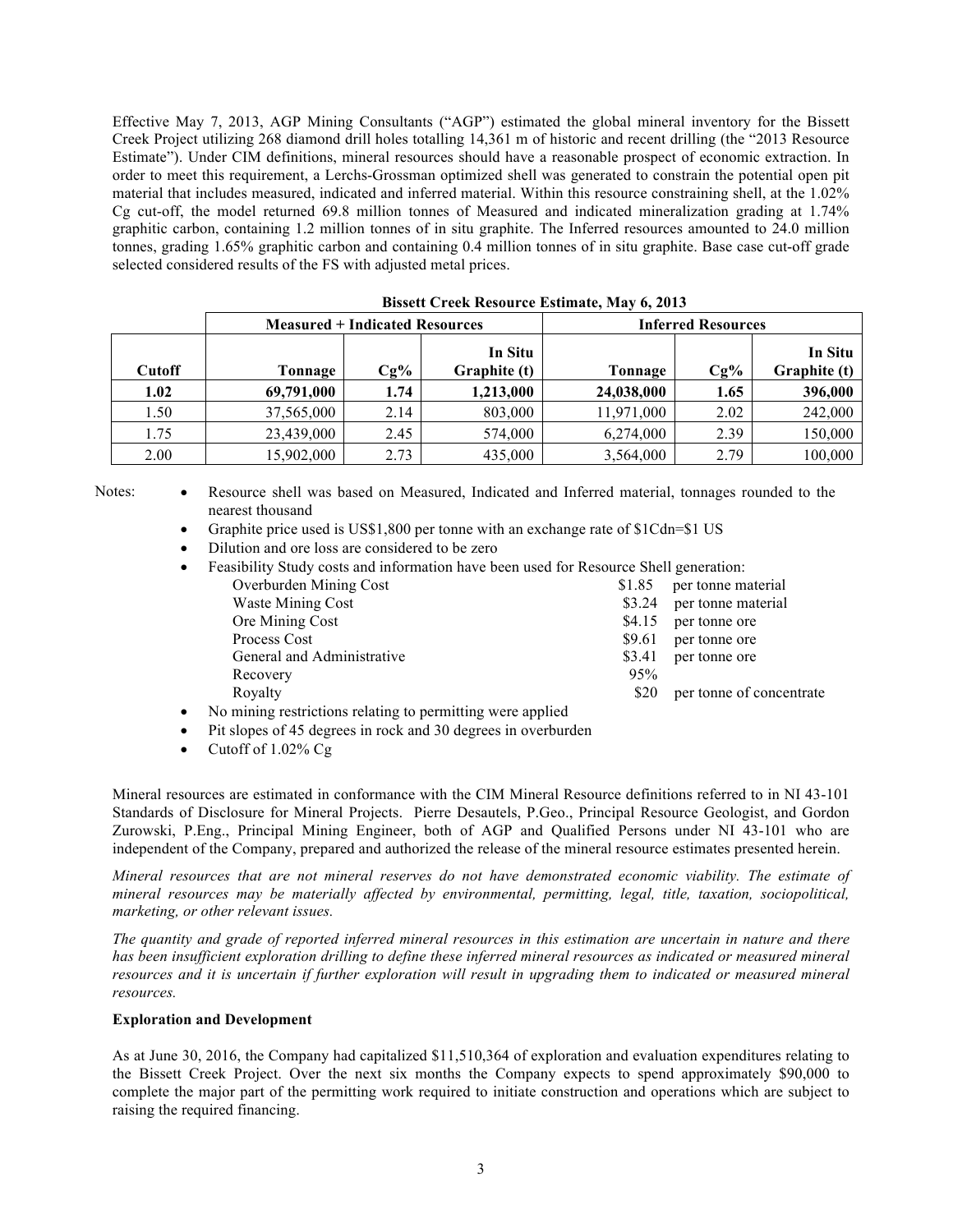Effective May 7, 2013, AGP Mining Consultants ("AGP") estimated the global mineral inventory for the Bissett Creek Project utilizing 268 diamond drill holes totalling 14,361 m of historic and recent drilling (the "2013 Resource Estimate"). Under CIM definitions, mineral resources should have a reasonable prospect of economic extraction. In order to meet this requirement, a Lerchs-Grossman optimized shell was generated to constrain the potential open pit material that includes measured, indicated and inferred material. Within this resource constraining shell, at the 1.02% Cg cut-off, the model returned 69.8 million tonnes of Measured and indicated mineralization grading at 1.74% graphitic carbon, containing 1.2 million tonnes of in situ graphite. The Inferred resources amounted to 24.0 million tonnes, grading 1.65% graphitic carbon and containing 0.4 million tonnes of in situ graphite. Base case cut-off grade selected considered results of the FS with adjusted metal prices.

**Bissett Creek Resource Estimate, May 6, 2013**

| | Measured + Indicated Resources | | | Inferred Resources | | |
|---|---|---|---|---|---|---|
| **Cutoff** | **Tonnage** | **Cg%** | **In Situ Graphite (t)** | **Tonnage** | **Cg%** | **In Situ Graphite (t)** |
| **1.02** | **69,791,000** | **1.74** | **1,213,000** | **24,038,000** | **1.65** | **396,000** |
| 1.50 | 37,565,000 | 2.14 | 803,000 | 11,971,000 | 2.02 | 242,000 |
| 1.75 | 23,439,000 | 2.45 | 574,000 | 6,274,000 | 2.39 | 150,000 |
| 2.00 | 15,902,000 | 2.73 | 435,000 | 3,564,000 | 2.79 | 100,000 |

Notes:

- Resource shell was based on Measured, Indicated and Inferred material, tonnages rounded to the nearest thousand
- Graphite price used is US$1,800 per tonne with an exchange rate of $1Cdn=$1 US
- Dilution and ore loss are considered to be zero
- Feasibility Study costs and information have been used for Resource Shell generation:

| | | |
|---|---|---|
| Overburden Mining Cost | $1.85 | per tonne material |
| Waste Mining Cost | $3.24 | per tonne material |
| Ore Mining Cost | $4.15 | per tonne ore |
| Process Cost | $9.61 | per tonne ore |
| General and Administrative | $3.41 | per tonne ore |
| Recovery | 95% | |
| Royalty | $20 | per tonne of concentrate |

- No mining restrictions relating to permitting were applied
- Pit slopes of 45 degrees in rock and 30 degrees in overburden
- Cutoff of 1.02% Cg

Mineral resources are estimated in conformance with the CIM Mineral Resource definitions referred to in NI 43-101 Standards of Disclosure for Mineral Projects. Pierre Desautels, P.Geo., Principal Resource Geologist, and Gordon Zurowski, P.Eng., Principal Mining Engineer, both of AGP and Qualified Persons under NI 43-101 who are independent of the Company, prepared and authorized the release of the mineral resource estimates presented herein.

*Mineral resources that are not mineral reserves do not have demonstrated economic viability. The estimate of mineral resources may be materially affected by environmental, permitting, legal, title, taxation, sociopolitical, marketing, or other relevant issues.*

*The quantity and grade of reported inferred mineral resources in this estimation are uncertain in nature and there has been insufficient exploration drilling to define these inferred mineral resources as indicated or measured mineral resources and it is uncertain if further exploration will result in upgrading them to indicated or measured mineral resources.*

**Exploration and Development**

As at June 30, 2016, the Company had capitalized $11,510,364 of exploration and evaluation expenditures relating to the Bissett Creek Project. Over the next six months the Company expects to spend approximately $90,000 to complete the major part of the permitting work required to initiate construction and operations which are subject to raising the required financing.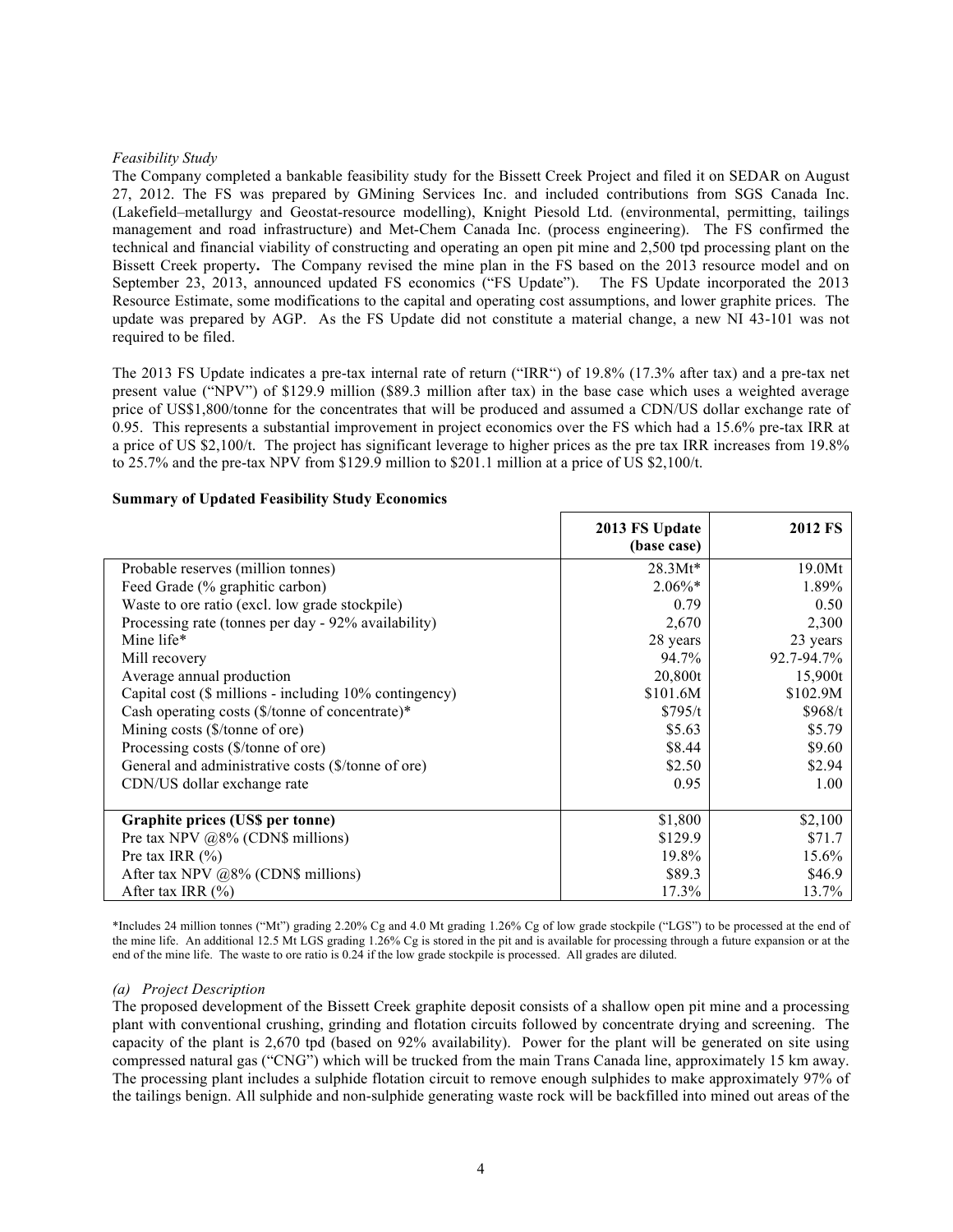*Feasibility Study*

The Company completed a bankable feasibility study for the Bissett Creek Project and filed it on SEDAR on August 27, 2012. The FS was prepared by GMining Services Inc. and included contributions from SGS Canada Inc. (Lakefield–metallurgy and Geostat-resource modelling), Knight Piesold Ltd. (environmental, permitting, tailings management and road infrastructure) and Met-Chem Canada Inc. (process engineering). The FS confirmed the technical and financial viability of constructing and operating an open pit mine and 2,500 tpd processing plant on the Bissett Creek property**.** The Company revised the mine plan in the FS based on the 2013 resource model and on September 23, 2013, announced updated FS economics ("FS Update"). The FS Update incorporated the 2013 Resource Estimate, some modifications to the capital and operating cost assumptions, and lower graphite prices. The update was prepared by AGP. As the FS Update did not constitute a material change, a new NI 43-101 was not required to be filed.

The 2013 FS Update indicates a pre-tax internal rate of return ("IRR") of 19.8% (17.3% after tax) and a pre-tax net present value ("NPV") of $129.9 million ($89.3 million after tax) in the base case which uses a weighted average price of US$1,800/tonne for the concentrates that will be produced and assumed a CDN/US dollar exchange rate of 0.95. This represents a substantial improvement in project economics over the FS which had a 15.6% pre-tax IRR at a price of US $2,100/t. The project has significant leverage to higher prices as the pre tax IRR increases from 19.8% to 25.7% and the pre-tax NPV from $129.9 million to $201.1 million at a price of US $2,100/t.

**Summary of Updated Feasibility Study Economics**

| | **2013 FS Update (base case)** | **2012 FS** |
|---|---|---|
| Probable reserves (million tonnes) | 28.3Mt* | 19.0Mt |
| Feed Grade (% graphitic carbon) | 2.06%* | 1.89% |
| Waste to ore ratio (excl. low grade stockpile) | 0.79 | 0.50 |
| Processing rate (tonnes per day - 92% availability) | 2,670 | 2,300 |
| Mine life* | 28 years | 23 years |
| Mill recovery | 94.7% | 92.7-94.7% |
| Average annual production | 20,800t | 15,900t |
| Capital cost ($ millions - including 10% contingency) | $101.6M | $102.9M |
| Cash operating costs ($/tonne of concentrate)* | $795/t | $968/t |
| Mining costs ($/tonne of ore) | $5.63 | $5.79 |
| Processing costs ($/tonne of ore) | $8.44 | $9.60 |
| General and administrative costs ($/tonne of ore) | $2.50 | $2.94 |
| CDN/US dollar exchange rate | 0.95 | 1.00 |
| **Graphite prices (US$ per tonne)** | $1,800 | $2,100 |
| Pre tax NPV @8% (CDN$ millions) | $129.9 | $71.7 |
| Pre tax IRR (%) | 19.8% | 15.6% |
| After tax NPV @8% (CDN$ millions) | $89.3 | $46.9 |
| After tax IRR (%) | 17.3% | 13.7% |

*Includes 24 million tonnes ("Mt") grading 2.20% Cg and 4.0 Mt grading 1.26% Cg of low grade stockpile ("LGS") to be processed at the end of the mine life. An additional 12.5 Mt LGS grading 1.26% Cg is stored in the pit and is available for processing through a future expansion or at the end of the mine life. The waste to ore ratio is 0.24 if the low grade stockpile is processed. All grades are diluted.

*(a) Project Description*

The proposed development of the Bissett Creek graphite deposit consists of a shallow open pit mine and a processing plant with conventional crushing, grinding and flotation circuits followed by concentrate drying and screening. The capacity of the plant is 2,670 tpd (based on 92% availability). Power for the plant will be generated on site using compressed natural gas ("CNG") which will be trucked from the main Trans Canada line, approximately 15 km away. The processing plant includes a sulphide flotation circuit to remove enough sulphides to make approximately 97% of the tailings benign. All sulphide and non-sulphide generating waste rock will be backfilled into mined out areas of the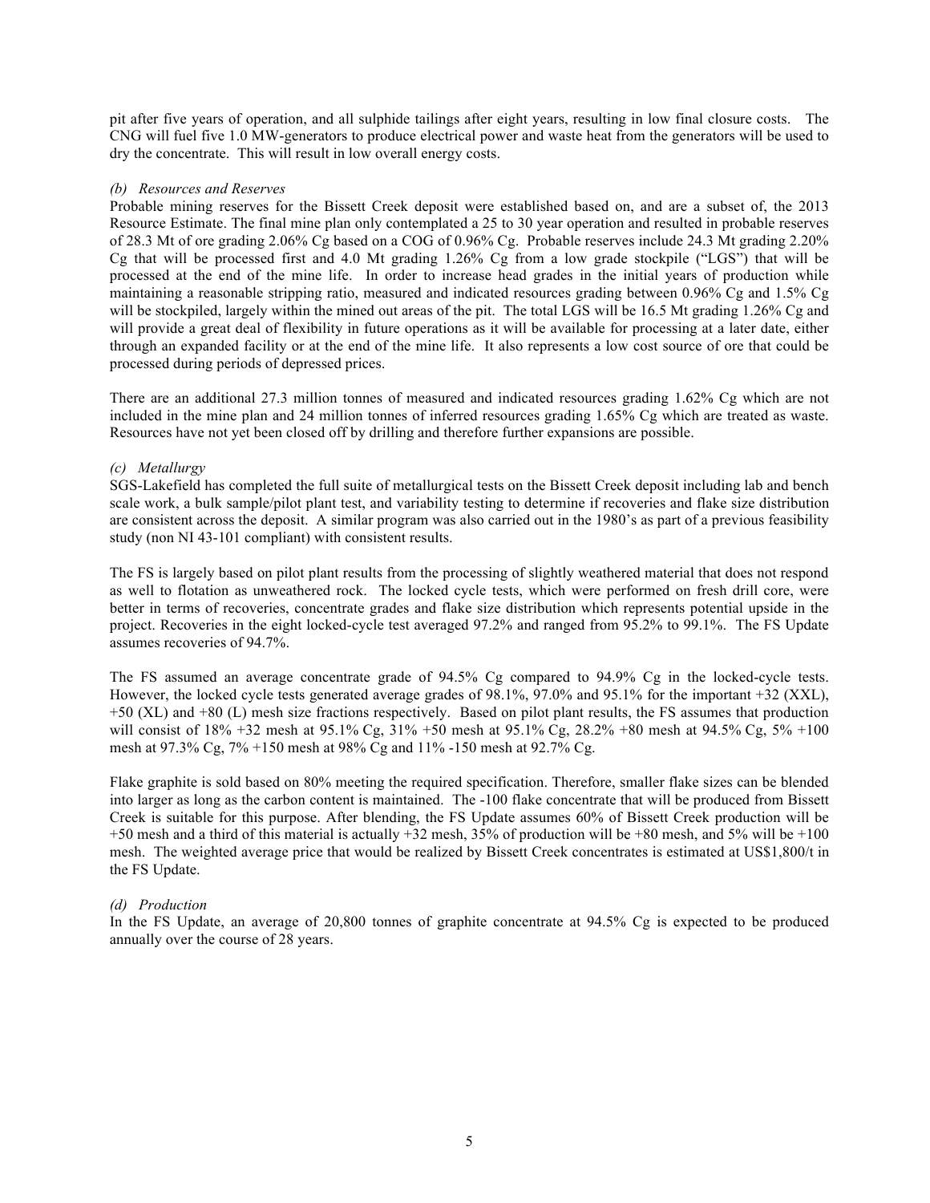pit after five years of operation, and all sulphide tailings after eight years, resulting in low final closure costs. The CNG will fuel five 1.0 MW-generators to produce electrical power and waste heat from the generators will be used to dry the concentrate. This will result in low overall energy costs.

*(b) Resources and Reserves*

Probable mining reserves for the Bissett Creek deposit were established based on, and are a subset of, the 2013 Resource Estimate. The final mine plan only contemplated a 25 to 30 year operation and resulted in probable reserves of 28.3 Mt of ore grading 2.06% Cg based on a COG of 0.96% Cg. Probable reserves include 24.3 Mt grading 2.20% Cg that will be processed first and 4.0 Mt grading 1.26% Cg from a low grade stockpile ("LGS") that will be processed at the end of the mine life. In order to increase head grades in the initial years of production while maintaining a reasonable stripping ratio, measured and indicated resources grading between 0.96% Cg and 1.5% Cg will be stockpiled, largely within the mined out areas of the pit. The total LGS will be 16.5 Mt grading 1.26% Cg and will provide a great deal of flexibility in future operations as it will be available for processing at a later date, either through an expanded facility or at the end of the mine life. It also represents a low cost source of ore that could be processed during periods of depressed prices.

There are an additional 27.3 million tonnes of measured and indicated resources grading 1.62% Cg which are not included in the mine plan and 24 million tonnes of inferred resources grading 1.65% Cg which are treated as waste. Resources have not yet been closed off by drilling and therefore further expansions are possible.

*(c) Metallurgy*

SGS-Lakefield has completed the full suite of metallurgical tests on the Bissett Creek deposit including lab and bench scale work, a bulk sample/pilot plant test, and variability testing to determine if recoveries and flake size distribution are consistent across the deposit. A similar program was also carried out in the 1980's as part of a previous feasibility study (non NI 43-101 compliant) with consistent results.

The FS is largely based on pilot plant results from the processing of slightly weathered material that does not respond as well to flotation as unweathered rock. The locked cycle tests, which were performed on fresh drill core, were better in terms of recoveries, concentrate grades and flake size distribution which represents potential upside in the project. Recoveries in the eight locked-cycle test averaged 97.2% and ranged from 95.2% to 99.1%. The FS Update assumes recoveries of 94.7%.

The FS assumed an average concentrate grade of 94.5% Cg compared to 94.9% Cg in the locked-cycle tests. However, the locked cycle tests generated average grades of 98.1%, 97.0% and 95.1% for the important +32 (XXL), +50 (XL) and +80 (L) mesh size fractions respectively. Based on pilot plant results, the FS assumes that production will consist of 18% +32 mesh at 95.1% Cg, 31% +50 mesh at 95.1% Cg, 28.2% +80 mesh at 94.5% Cg, 5% +100 mesh at 97.3% Cg, 7% +150 mesh at 98% Cg and 11% -150 mesh at 92.7% Cg.

Flake graphite is sold based on 80% meeting the required specification. Therefore, smaller flake sizes can be blended into larger as long as the carbon content is maintained. The -100 flake concentrate that will be produced from Bissett Creek is suitable for this purpose. After blending, the FS Update assumes 60% of Bissett Creek production will be +50 mesh and a third of this material is actually +32 mesh, 35% of production will be +80 mesh, and 5% will be +100 mesh. The weighted average price that would be realized by Bissett Creek concentrates is estimated at US$1,800/t in the FS Update.

*(d) Production*

In the FS Update, an average of 20,800 tonnes of graphite concentrate at 94.5% Cg is expected to be produced annually over the course of 28 years.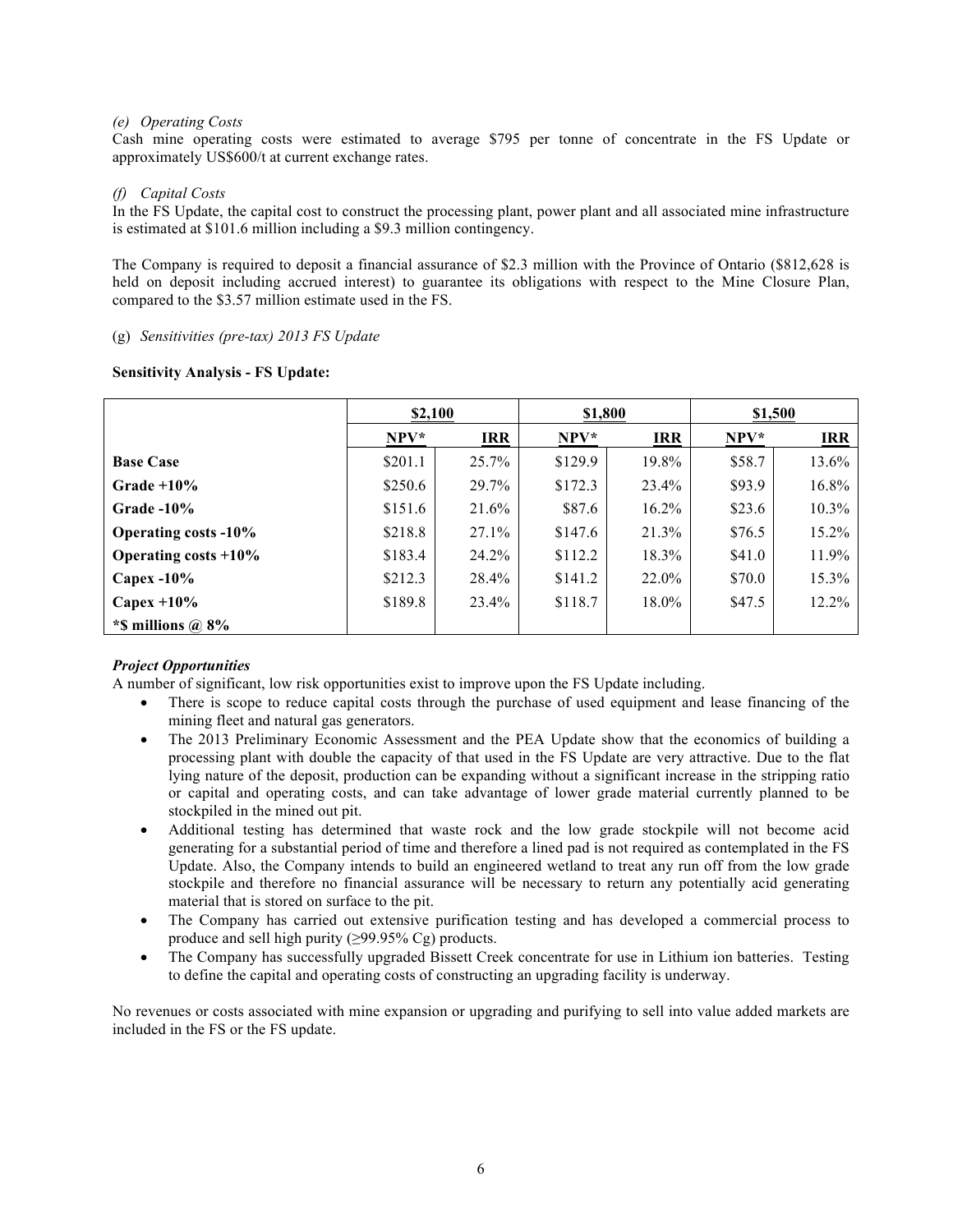*(e) Operating Costs*

Cash mine operating costs were estimated to average $795 per tonne of concentrate in the FS Update or approximately US$600/t at current exchange rates.

*(f) Capital Costs*

In the FS Update, the capital cost to construct the processing plant, power plant and all associated mine infrastructure is estimated at $101.6 million including a $9.3 million contingency.

The Company is required to deposit a financial assurance of $2.3 million with the Province of Ontario ($812,628 is held on deposit including accrued interest) to guarantee its obligations with respect to the Mine Closure Plan, compared to the $3.57 million estimate used in the FS.

(g) *Sensitivities (pre-tax) 2013 FS Update*

**Sensitivity Analysis - FS Update:**

| | $2,100 | | $1,800 | | $1,500 | |
|---|---|---|---|---|---|---|
| | NPV* | IRR | NPV* | IRR | NPV* | IRR |
| **Base Case** | $201.1 | 25.7% | $129.9 | 19.8% | $58.7 | 13.6% |
| **Grade +10%** | $250.6 | 29.7% | $172.3 | 23.4% | $93.9 | 16.8% |
| **Grade -10%** | $151.6 | 21.6% | $87.6 | 16.2% | $23.6 | 10.3% |
| **Operating costs -10%** | $218.8 | 27.1% | $147.6 | 21.3% | $76.5 | 15.2% |
| **Operating costs +10%** | $183.4 | 24.2% | $112.2 | 18.3% | $41.0 | 11.9% |
| **Capex -10%** | $212.3 | 28.4% | $141.2 | 22.0% | $70.0 | 15.3% |
| **Capex +10%** | $189.8 | 23.4% | $118.7 | 18.0% | $47.5 | 12.2% |
| ***$ millions @ 8%** | | | | | | |

***Project Opportunities***

A number of significant, low risk opportunities exist to improve upon the FS Update including.

- There is scope to reduce capital costs through the purchase of used equipment and lease financing of the mining fleet and natural gas generators.
- The 2013 Preliminary Economic Assessment and the PEA Update show that the economics of building a processing plant with double the capacity of that used in the FS Update are very attractive. Due to the flat lying nature of the deposit, production can be expanding without a significant increase in the stripping ratio or capital and operating costs, and can take advantage of lower grade material currently planned to be stockpiled in the mined out pit.
- Additional testing has determined that waste rock and the low grade stockpile will not become acid generating for a substantial period of time and therefore a lined pad is not required as contemplated in the FS Update. Also, the Company intends to build an engineered wetland to treat any run off from the low grade stockpile and therefore no financial assurance will be necessary to return any potentially acid generating material that is stored on surface to the pit.
- The Company has carried out extensive purification testing and has developed a commercial process to produce and sell high purity (≥99.95% Cg) products.
- The Company has successfully upgraded Bissett Creek concentrate for use in Lithium ion batteries. Testing to define the capital and operating costs of constructing an upgrading facility is underway.

No revenues or costs associated with mine expansion or upgrading and purifying to sell into value added markets are included in the FS or the FS update.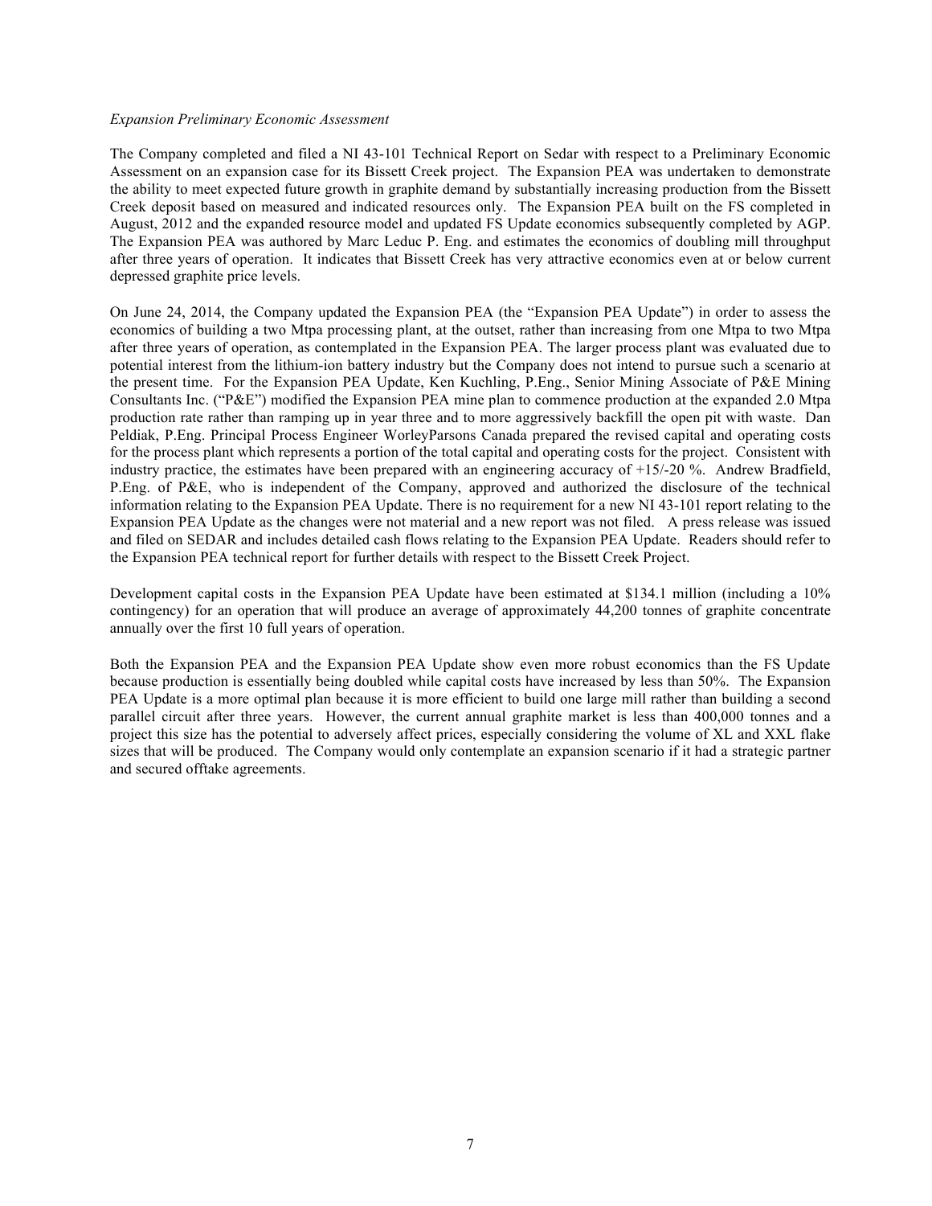*Expansion Preliminary Economic Assessment*

The Company completed and filed a NI 43-101 Technical Report on Sedar with respect to a Preliminary Economic Assessment on an expansion case for its Bissett Creek project. The Expansion PEA was undertaken to demonstrate the ability to meet expected future growth in graphite demand by substantially increasing production from the Bissett Creek deposit based on measured and indicated resources only. The Expansion PEA built on the FS completed in August, 2012 and the expanded resource model and updated FS Update economics subsequently completed by AGP. The Expansion PEA was authored by Marc Leduc P. Eng. and estimates the economics of doubling mill throughput after three years of operation. It indicates that Bissett Creek has very attractive economics even at or below current depressed graphite price levels.

On June 24, 2014, the Company updated the Expansion PEA (the "Expansion PEA Update") in order to assess the economics of building a two Mtpa processing plant, at the outset, rather than increasing from one Mtpa to two Mtpa after three years of operation, as contemplated in the Expansion PEA. The larger process plant was evaluated due to potential interest from the lithium-ion battery industry but the Company does not intend to pursue such a scenario at the present time. For the Expansion PEA Update, Ken Kuchling, P.Eng., Senior Mining Associate of P&E Mining Consultants Inc. ("P&E") modified the Expansion PEA mine plan to commence production at the expanded 2.0 Mtpa production rate rather than ramping up in year three and to more aggressively backfill the open pit with waste. Dan Peldiak, P.Eng. Principal Process Engineer WorleyParsons Canada prepared the revised capital and operating costs for the process plant which represents a portion of the total capital and operating costs for the project. Consistent with industry practice, the estimates have been prepared with an engineering accuracy of +15/-20 %. Andrew Bradfield, P.Eng. of P&E, who is independent of the Company, approved and authorized the disclosure of the technical information relating to the Expansion PEA Update. There is no requirement for a new NI 43-101 report relating to the Expansion PEA Update as the changes were not material and a new report was not filed. A press release was issued and filed on SEDAR and includes detailed cash flows relating to the Expansion PEA Update. Readers should refer to the Expansion PEA technical report for further details with respect to the Bissett Creek Project.

Development capital costs in the Expansion PEA Update have been estimated at $134.1 million (including a 10% contingency) for an operation that will produce an average of approximately 44,200 tonnes of graphite concentrate annually over the first 10 full years of operation.

Both the Expansion PEA and the Expansion PEA Update show even more robust economics than the FS Update because production is essentially being doubled while capital costs have increased by less than 50%. The Expansion PEA Update is a more optimal plan because it is more efficient to build one large mill rather than building a second parallel circuit after three years. However, the current annual graphite market is less than 400,000 tonnes and a project this size has the potential to adversely affect prices, especially considering the volume of XL and XXL flake sizes that will be produced. The Company would only contemplate an expansion scenario if it had a strategic partner and secured offtake agreements.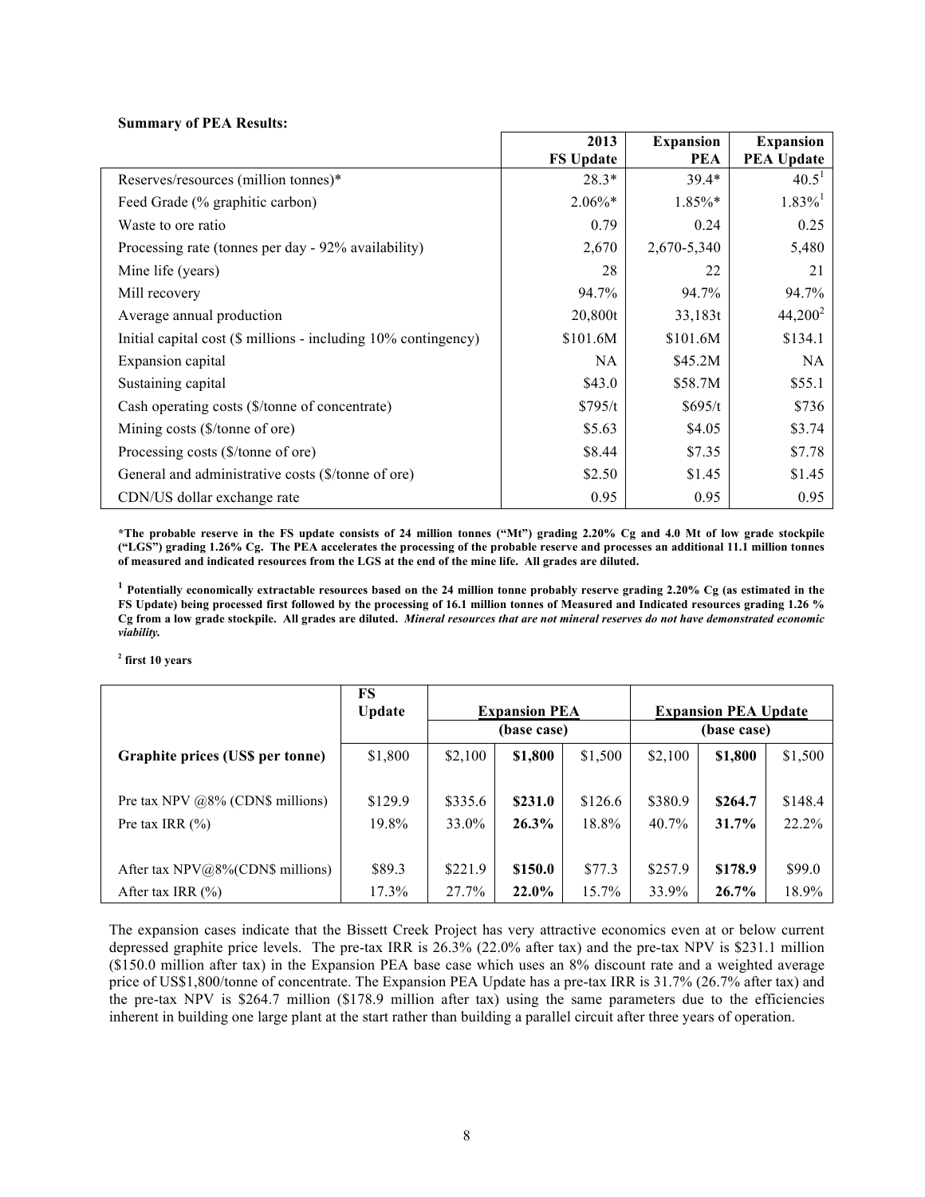**Summary of PEA Results:**

| | 2013 FS Update | Expansion PEA | Expansion PEA Update |
|---|---|---|---|
| Reserves/resources (million tonnes)* | 28.3* | 39.4* | 40.5[1] |
| Feed Grade (% graphitic carbon) | 2.06%* | 1.85%* | 1.83%[1] |
| Waste to ore ratio | 0.79 | 0.24 | 0.25 |
| Processing rate (tonnes per day - 92% availability) | 2,670 | 2,670-5,340 | 5,480 |
| Mine life (years) | 28 | 22 | 21 |
| Mill recovery | 94.7% | 94.7% | 94.7% |
| Average annual production | 20,800t | 33,183t | 44,200[2] |
| Initial capital cost ($ millions - including 10% contingency) | $101.6M | $101.6M | $134.1 |
| Expansion capital | NA | $45.2M | NA |
| Sustaining capital | $43.0 | $58.7M | $55.1 |
| Cash operating costs ($/tonne of concentrate) | $795/t | $695/t | $736 |
| Mining costs ($/tonne of ore) | $5.63 | $4.05 | $3.74 |
| Processing costs ($/tonne of ore) | $8.44 | $7.35 | $7.78 |
| General and administrative costs ($/tonne of ore) | $2.50 | $1.45 | $1.45 |
| CDN/US dollar exchange rate | 0.95 | 0.95 | 0.95 |

**\*The probable reserve in the FS update consists of 24 million tonnes ("Mt") grading 2.20% Cg and 4.0 Mt of low grade stockpile ("LGS") grading 1.26% Cg. The PEA accelerates the processing of the probable reserve and processes an additional 11.1 million tonnes of measured and indicated resources from the LGS at the end of the mine life. All grades are diluted.**

**[1] Potentially economically extractable resources based on the 24 million tonne probably reserve grading 2.20% Cg (as estimated in the FS Update) being processed first followed by the processing of 16.1 million tonnes of Measured and Indicated resources grading 1.26 % Cg from a low grade stockpile. All grades are diluted. *Mineral resources that are not mineral reserves do not have demonstrated economic viability.***

**[2] first 10 years**

| | FS Update | Expansion PEA | | | Expansion PEA Update | | |
|---|---|---|---|---|---|---|---|
| | | | (base case) | | | (base case) | |
| **Graphite prices (US$ per tonne)** | $1,800 | $2,100 | **$1,800** | $1,500 | $2,100 | **$1,800** | $1,500 |
| Pre tax NPV @8% (CDN$ millions) | $129.9 | $335.6 | **$231.0** | $126.6 | $380.9 | **$264.7** | $148.4 |
| Pre tax IRR (%) | 19.8% | 33.0% | **26.3%** | 18.8% | 40.7% | **31.7%** | 22.2% |
| After tax NPV@8%(CDN$ millions) | $89.3 | $221.9 | **$150.0** | $77.3 | $257.9 | **$178.9** | $99.0 |
| After tax IRR (%) | 17.3% | 27.7% | **22.0%** | 15.7% | 33.9% | **26.7%** | 18.9% |

The expansion cases indicate that the Bissett Creek Project has very attractive economics even at or below current depressed graphite price levels. The pre-tax IRR is 26.3% (22.0% after tax) and the pre-tax NPV is $231.1 million ($150.0 million after tax) in the Expansion PEA base case which uses an 8% discount rate and a weighted average price of US$1,800/tonne of concentrate. The Expansion PEA Update has a pre-tax IRR is 31.7% (26.7% after tax) and the pre-tax NPV is $264.7 million ($178.9 million after tax) using the same parameters due to the efficiencies inherent in building one large plant at the start rather than building a parallel circuit after three years of operation.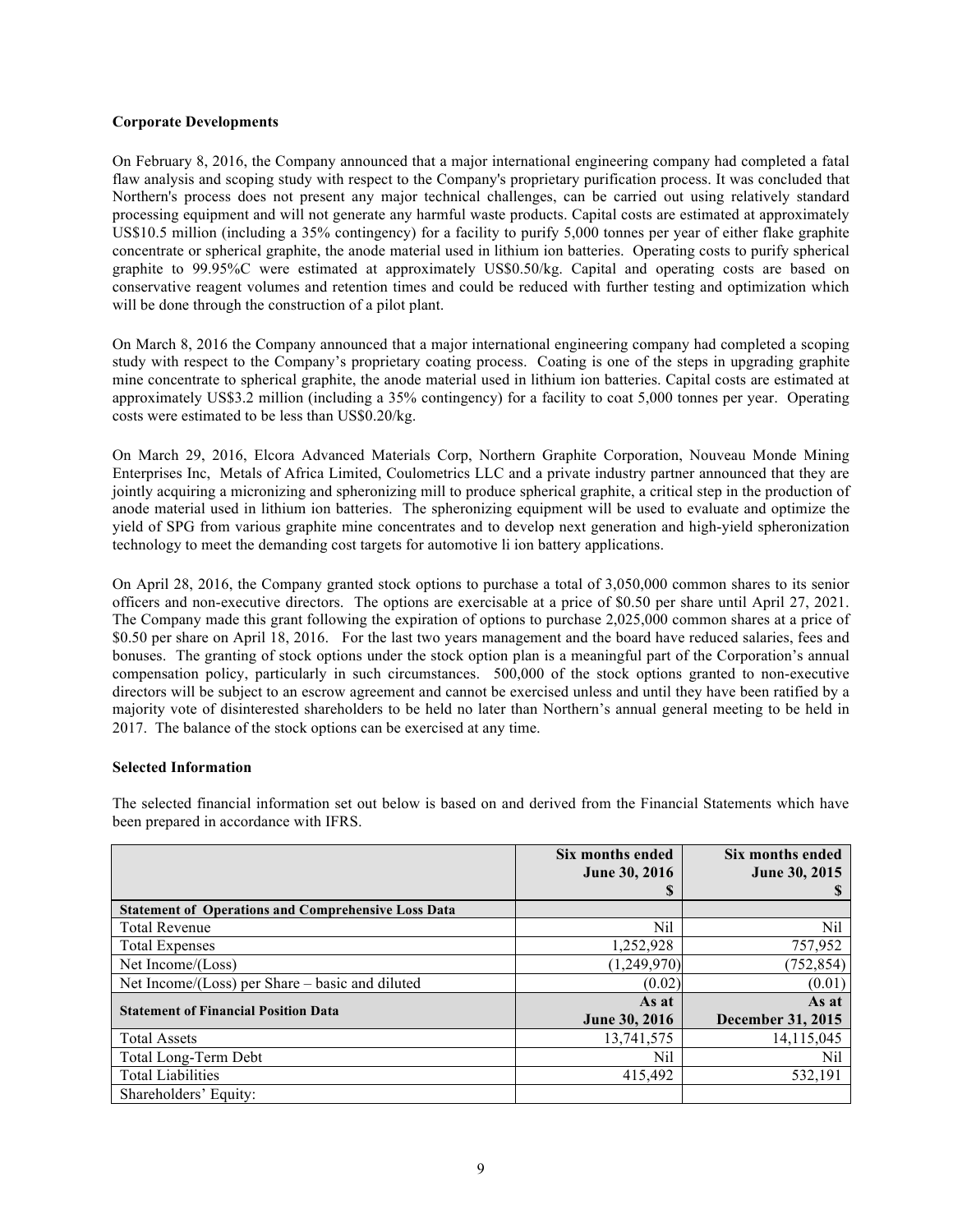**Corporate Developments**

On February 8, 2016, the Company announced that a major international engineering company had completed a fatal flaw analysis and scoping study with respect to the Company's proprietary purification process. It was concluded that Northern's process does not present any major technical challenges, can be carried out using relatively standard processing equipment and will not generate any harmful waste products. Capital costs are estimated at approximately US$10.5 million (including a 35% contingency) for a facility to purify 5,000 tonnes per year of either flake graphite concentrate or spherical graphite, the anode material used in lithium ion batteries. Operating costs to purify spherical graphite to 99.95%C were estimated at approximately US$0.50/kg. Capital and operating costs are based on conservative reagent volumes and retention times and could be reduced with further testing and optimization which will be done through the construction of a pilot plant.

On March 8, 2016 the Company announced that a major international engineering company had completed a scoping study with respect to the Company's proprietary coating process. Coating is one of the steps in upgrading graphite mine concentrate to spherical graphite, the anode material used in lithium ion batteries. Capital costs are estimated at approximately US$3.2 million (including a 35% contingency) for a facility to coat 5,000 tonnes per year. Operating costs were estimated to be less than US$0.20/kg.

On March 29, 2016, Elcora Advanced Materials Corp, Northern Graphite Corporation, Nouveau Monde Mining Enterprises Inc, Metals of Africa Limited, Coulometrics LLC and a private industry partner announced that they are jointly acquiring a micronizing and spheronizing mill to produce spherical graphite, a critical step in the production of anode material used in lithium ion batteries. The spheronizing equipment will be used to evaluate and optimize the yield of SPG from various graphite mine concentrates and to develop next generation and high-yield spheronization technology to meet the demanding cost targets for automotive li ion battery applications.

On April 28, 2016, the Company granted stock options to purchase a total of 3,050,000 common shares to its senior officers and non-executive directors. The options are exercisable at a price of $0.50 per share until April 27, 2021. The Company made this grant following the expiration of options to purchase 2,025,000 common shares at a price of $0.50 per share on April 18, 2016. For the last two years management and the board have reduced salaries, fees and bonuses. The granting of stock options under the stock option plan is a meaningful part of the Corporation's annual compensation policy, particularly in such circumstances. 500,000 of the stock options granted to non-executive directors will be subject to an escrow agreement and cannot be exercised unless and until they have been ratified by a majority vote of disinterested shareholders to be held no later than Northern's annual general meeting to be held in 2017. The balance of the stock options can be exercised at any time.

**Selected Information**

The selected financial information set out below is based on and derived from the Financial Statements which have been prepared in accordance with IFRS.

| | Six months ended June 30, 2016 $ | Six months ended June 30, 2015 $ |
|---|---|---|
| **Statement of Operations and Comprehensive Loss Data** | | |
| Total Revenue | Nil | Nil |
| Total Expenses | 1,252,928 | 757,952 |
| Net Income/(Loss) | (1,249,970) | (752,854) |
| Net Income/(Loss) per Share – basic and diluted | (0.02) | (0.01) |
| **Statement of Financial Position Data** | **As at June 30, 2016** | **As at December 31, 2015** |
| Total Assets | 13,741,575 | 14,115,045 |
| Total Long-Term Debt | Nil | Nil |
| Total Liabilities | 415,492 | 532,191 |
| Shareholders' Equity: | | |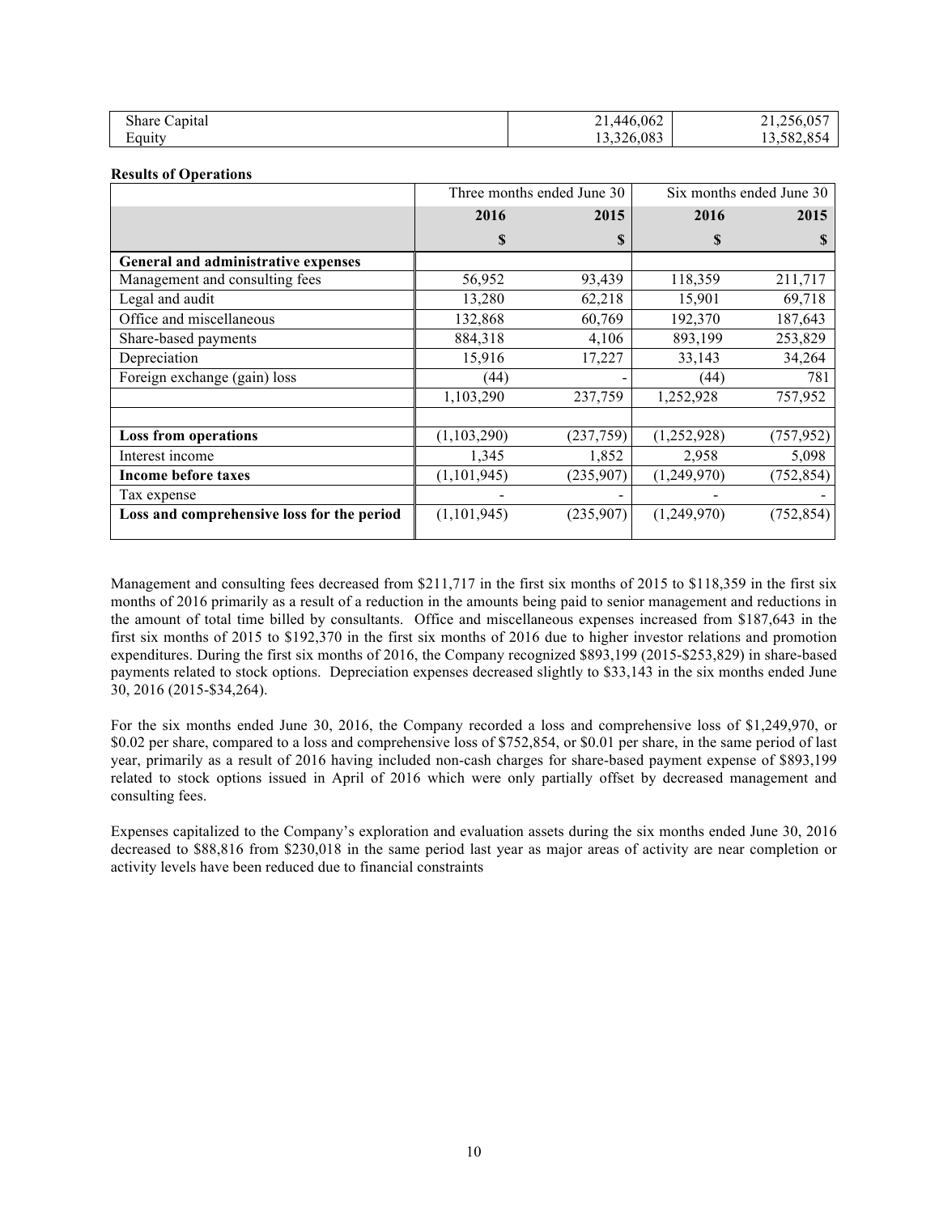| Share Capital | 21,446,062 | 21,256,057 |
|---|---|---|
| Equity | 13,326,083 | 13,582,854 |

**Results of Operations**

| | Three months ended June 30 | | Six months ended June 30 | |
|---|---|---|---|---|
| | **2016** | **2015** | **2016** | **2015** |
| | **$** | **$** | **$** | **$** |
| **General and administrative expenses** | | | | |
| Management and consulting fees | 56,952 | 93,439 | 118,359 | 211,717 |
| Legal and audit | 13,280 | 62,218 | 15,901 | 69,718 |
| Office and miscellaneous | 132,868 | 60,769 | 192,370 | 187,643 |
| Share-based payments | 884,318 | 4,106 | 893,199 | 253,829 |
| Depreciation | 15,916 | 17,227 | 33,143 | 34,264 |
| Foreign exchange (gain) loss | (44) | - | (44) | 781 |
| | 1,103,290 | 237,759 | 1,252,928 | 757,952 |
| | | | | |
| **Loss from operations** | (1,103,290) | (237,759) | (1,252,928) | (757,952) |
| Interest income | 1,345 | 1,852 | 2,958 | 5,098 |
| **Income before taxes** | (1,101,945) | (235,907) | (1,249,970) | (752,854) |
| Tax expense | - | - | - | - |
| **Loss and comprehensive loss for the period** | (1,101,945) | (235,907) | (1,249,970) | (752,854) |

Management and consulting fees decreased from $211,717 in the first six months of 2015 to $118,359 in the first six months of 2016 primarily as a result of a reduction in the amounts being paid to senior management and reductions in the amount of total time billed by consultants. Office and miscellaneous expenses increased from $187,643 in the first six months of 2015 to $192,370 in the first six months of 2016 due to higher investor relations and promotion expenditures. During the first six months of 2016, the Company recognized $893,199 (2015-$253,829) in share-based payments related to stock options. Depreciation expenses decreased slightly to $33,143 in the six months ended June 30, 2016 (2015-$34,264).

For the six months ended June 30, 2016, the Company recorded a loss and comprehensive loss of $1,249,970, or $0.02 per share, compared to a loss and comprehensive loss of $752,854, or $0.01 per share, in the same period of last year, primarily as a result of 2016 having included non-cash charges for share-based payment expense of $893,199 related to stock options issued in April of 2016 which were only partially offset by decreased management and consulting fees.

Expenses capitalized to the Company's exploration and evaluation assets during the six months ended June 30, 2016 decreased to $88,816 from $230,018 in the same period last year as major areas of activity are near completion or activity levels have been reduced due to financial constraints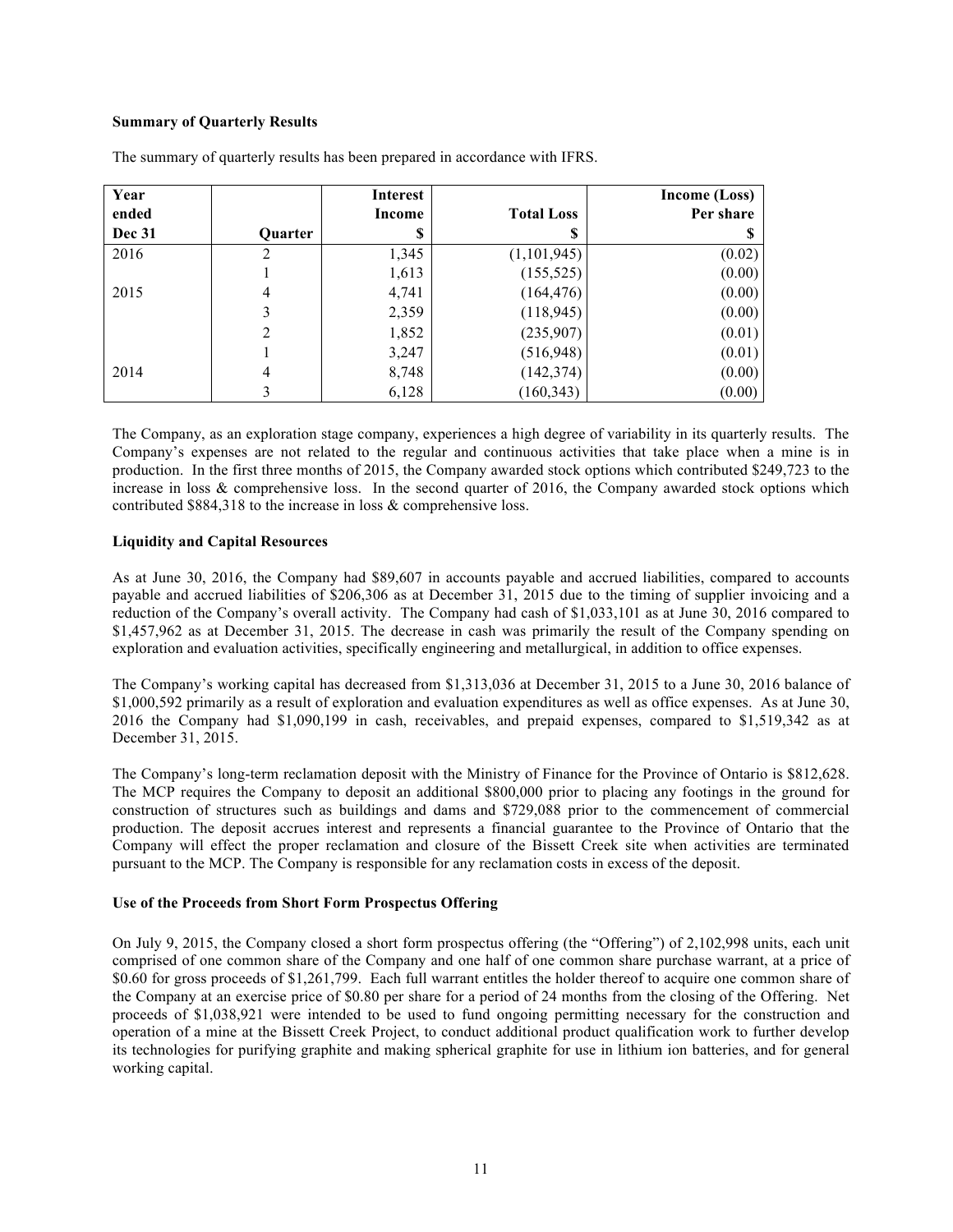**Summary of Quarterly Results**

The summary of quarterly results has been prepared in accordance with IFRS.

| Year ended Dec 31 | Quarter | Interest Income $ | Total Loss $ | Income (Loss) Per share $ |
|---|---|---|---|---|
| 2016 | 2 | 1,345 | (1,101,945) | (0.02) |
| | 1 | 1,613 | (155,525) | (0.00) |
| 2015 | 4 | 4,741 | (164,476) | (0.00) |
| | 3 | 2,359 | (118,945) | (0.00) |
| | 2 | 1,852 | (235,907) | (0.01) |
| | 1 | 3,247 | (516,948) | (0.01) |
| 2014 | 4 | 8,748 | (142,374) | (0.00) |
| | 3 | 6,128 | (160,343) | (0.00) |

The Company, as an exploration stage company, experiences a high degree of variability in its quarterly results. The Company's expenses are not related to the regular and continuous activities that take place when a mine is in production. In the first three months of 2015, the Company awarded stock options which contributed $249,723 to the increase in loss & comprehensive loss. In the second quarter of 2016, the Company awarded stock options which contributed $884,318 to the increase in loss & comprehensive loss.

**Liquidity and Capital Resources**

As at June 30, 2016, the Company had $89,607 in accounts payable and accrued liabilities, compared to accounts payable and accrued liabilities of $206,306 as at December 31, 2015 due to the timing of supplier invoicing and a reduction of the Company's overall activity. The Company had cash of $1,033,101 as at June 30, 2016 compared to $1,457,962 as at December 31, 2015. The decrease in cash was primarily the result of the Company spending on exploration and evaluation activities, specifically engineering and metallurgical, in addition to office expenses.

The Company's working capital has decreased from $1,313,036 at December 31, 2015 to a June 30, 2016 balance of $1,000,592 primarily as a result of exploration and evaluation expenditures as well as office expenses. As at June 30, 2016 the Company had $1,090,199 in cash, receivables, and prepaid expenses, compared to $1,519,342 as at December 31, 2015.

The Company's long-term reclamation deposit with the Ministry of Finance for the Province of Ontario is $812,628. The MCP requires the Company to deposit an additional $800,000 prior to placing any footings in the ground for construction of structures such as buildings and dams and $729,088 prior to the commencement of commercial production. The deposit accrues interest and represents a financial guarantee to the Province of Ontario that the Company will effect the proper reclamation and closure of the Bissett Creek site when activities are terminated pursuant to the MCP. The Company is responsible for any reclamation costs in excess of the deposit.

**Use of the Proceeds from Short Form Prospectus Offering**

On July 9, 2015, the Company closed a short form prospectus offering (the "Offering") of 2,102,998 units, each unit comprised of one common share of the Company and one half of one common share purchase warrant, at a price of $0.60 for gross proceeds of $1,261,799. Each full warrant entitles the holder thereof to acquire one common share of the Company at an exercise price of $0.80 per share for a period of 24 months from the closing of the Offering. Net proceeds of $1,038,921 were intended to be used to fund ongoing permitting necessary for the construction and operation of a mine at the Bissett Creek Project, to conduct additional product qualification work to further develop its technologies for purifying graphite and making spherical graphite for use in lithium ion batteries, and for general working capital.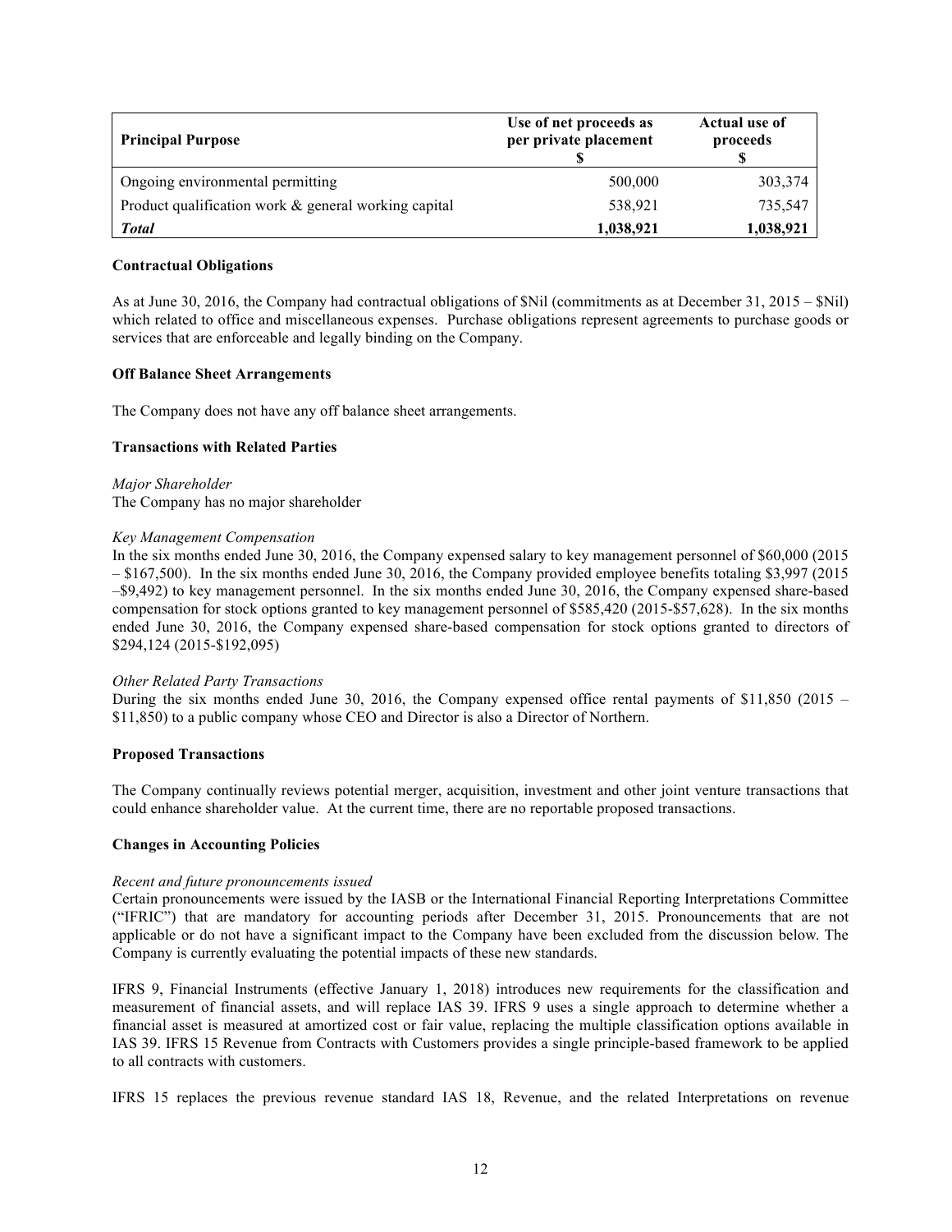| Principal Purpose | Use of net proceeds as per private placement $ | Actual use of proceeds $ |
|---|---|---|
| Ongoing environmental permitting | 500,000 | 303,374 |
| Product qualification work & general working capital | 538,921 | 735,547 |
| ***Total*** | **1,038,921** | **1,038,921** |

**Contractual Obligations**

As at June 30, 2016, the Company had contractual obligations of $Nil (commitments as at December 31, 2015 – $Nil) which related to office and miscellaneous expenses. Purchase obligations represent agreements to purchase goods or services that are enforceable and legally binding on the Company.

**Off Balance Sheet Arrangements**

The Company does not have any off balance sheet arrangements.

**Transactions with Related Parties**

*Major Shareholder*
The Company has no major shareholder

*Key Management Compensation*
In the six months ended June 30, 2016, the Company expensed salary to key management personnel of $60,000 (2015 – $167,500). In the six months ended June 30, 2016, the Company provided employee benefits totaling $3,997 (2015 –$9,492) to key management personnel. In the six months ended June 30, 2016, the Company expensed share-based compensation for stock options granted to key management personnel of $585,420 (2015-$57,628). In the six months ended June 30, 2016, the Company expensed share-based compensation for stock options granted to directors of $294,124 (2015-$192,095)

*Other Related Party Transactions*
During the six months ended June 30, 2016, the Company expensed office rental payments of $11,850 (2015 – $11,850) to a public company whose CEO and Director is also a Director of Northern.

**Proposed Transactions**

The Company continually reviews potential merger, acquisition, investment and other joint venture transactions that could enhance shareholder value. At the current time, there are no reportable proposed transactions.

**Changes in Accounting Policies**

*Recent and future pronouncements issued*
Certain pronouncements were issued by the IASB or the International Financial Reporting Interpretations Committee ("IFRIC") that are mandatory for accounting periods after December 31, 2015. Pronouncements that are not applicable or do not have a significant impact to the Company have been excluded from the discussion below. The Company is currently evaluating the potential impacts of these new standards.

IFRS 9, Financial Instruments (effective January 1, 2018) introduces new requirements for the classification and measurement of financial assets, and will replace IAS 39. IFRS 9 uses a single approach to determine whether a financial asset is measured at amortized cost or fair value, replacing the multiple classification options available in IAS 39. IFRS 15 Revenue from Contracts with Customers provides a single principle-based framework to be applied to all contracts with customers.

IFRS 15 replaces the previous revenue standard IAS 18, Revenue, and the related Interpretations on revenue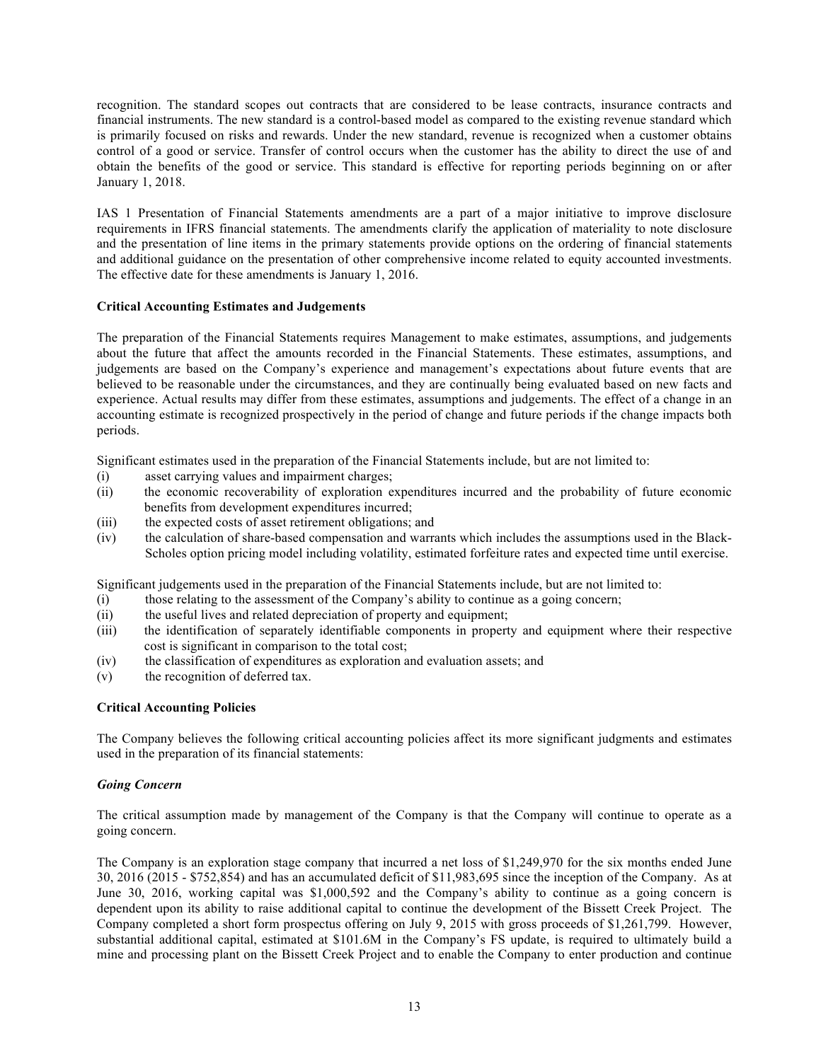recognition. The standard scopes out contracts that are considered to be lease contracts, insurance contracts and financial instruments. The new standard is a control-based model as compared to the existing revenue standard which is primarily focused on risks and rewards. Under the new standard, revenue is recognized when a customer obtains control of a good or service. Transfer of control occurs when the customer has the ability to direct the use of and obtain the benefits of the good or service. This standard is effective for reporting periods beginning on or after January 1, 2018.

IAS 1 Presentation of Financial Statements amendments are a part of a major initiative to improve disclosure requirements in IFRS financial statements. The amendments clarify the application of materiality to note disclosure and the presentation of line items in the primary statements provide options on the ordering of financial statements and additional guidance on the presentation of other comprehensive income related to equity accounted investments. The effective date for these amendments is January 1, 2016.

**Critical Accounting Estimates and Judgements**

The preparation of the Financial Statements requires Management to make estimates, assumptions, and judgements about the future that affect the amounts recorded in the Financial Statements. These estimates, assumptions, and judgements are based on the Company's experience and management's expectations about future events that are believed to be reasonable under the circumstances, and they are continually being evaluated based on new facts and experience. Actual results may differ from these estimates, assumptions and judgements. The effect of a change in an accounting estimate is recognized prospectively in the period of change and future periods if the change impacts both periods.

Significant estimates used in the preparation of the Financial Statements include, but are not limited to:

(i) asset carrying values and impairment charges;
(ii) the economic recoverability of exploration expenditures incurred and the probability of future economic benefits from development expenditures incurred;
(iii) the expected costs of asset retirement obligations; and
(iv) the calculation of share-based compensation and warrants which includes the assumptions used in the Black-Scholes option pricing model including volatility, estimated forfeiture rates and expected time until exercise.

Significant judgements used in the preparation of the Financial Statements include, but are not limited to:

(i) those relating to the assessment of the Company's ability to continue as a going concern;
(ii) the useful lives and related depreciation of property and equipment;
(iii) the identification of separately identifiable components in property and equipment where their respective cost is significant in comparison to the total cost;
(iv) the classification of expenditures as exploration and evaluation assets; and
(v) the recognition of deferred tax.

**Critical Accounting Policies**

The Company believes the following critical accounting policies affect its more significant judgments and estimates used in the preparation of its financial statements:

***Going Concern***

The critical assumption made by management of the Company is that the Company will continue to operate as a going concern.

The Company is an exploration stage company that incurred a net loss of $1,249,970 for the six months ended June 30, 2016 (2015 - $752,854) and has an accumulated deficit of $11,983,695 since the inception of the Company. As at June 30, 2016, working capital was $1,000,592 and the Company's ability to continue as a going concern is dependent upon its ability to raise additional capital to continue the development of the Bissett Creek Project. The Company completed a short form prospectus offering on July 9, 2015 with gross proceeds of $1,261,799. However, substantial additional capital, estimated at $101.6M in the Company's FS update, is required to ultimately build a mine and processing plant on the Bissett Creek Project and to enable the Company to enter production and continue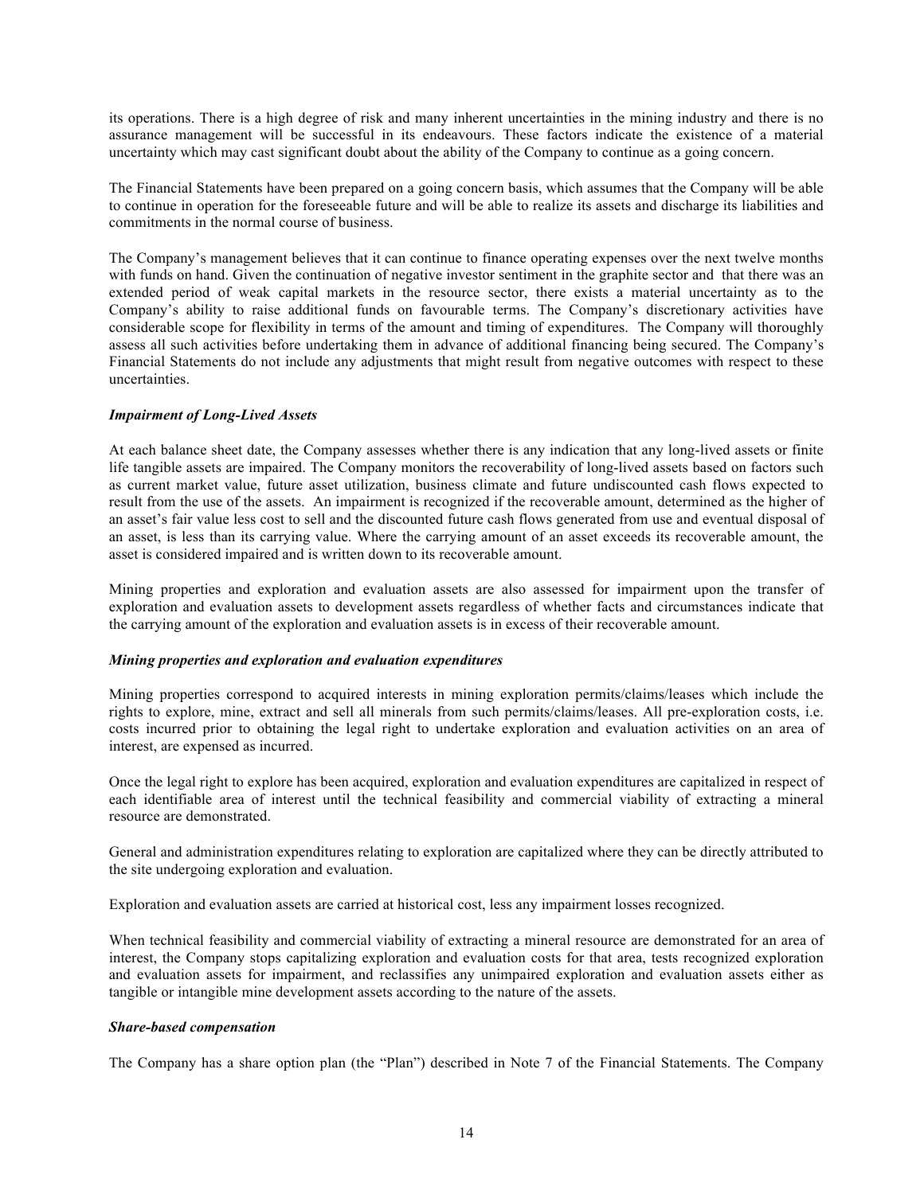its operations. There is a high degree of risk and many inherent uncertainties in the mining industry and there is no assurance management will be successful in its endeavours. These factors indicate the existence of a material uncertainty which may cast significant doubt about the ability of the Company to continue as a going concern.

The Financial Statements have been prepared on a going concern basis, which assumes that the Company will be able to continue in operation for the foreseeable future and will be able to realize its assets and discharge its liabilities and commitments in the normal course of business.

The Company's management believes that it can continue to finance operating expenses over the next twelve months with funds on hand. Given the continuation of negative investor sentiment in the graphite sector and that there was an extended period of weak capital markets in the resource sector, there exists a material uncertainty as to the Company's ability to raise additional funds on favourable terms. The Company's discretionary activities have considerable scope for flexibility in terms of the amount and timing of expenditures. The Company will thoroughly assess all such activities before undertaking them in advance of additional financing being secured. The Company's Financial Statements do not include any adjustments that might result from negative outcomes with respect to these uncertainties.

***Impairment of Long-Lived Assets***

At each balance sheet date, the Company assesses whether there is any indication that any long-lived assets or finite life tangible assets are impaired. The Company monitors the recoverability of long-lived assets based on factors such as current market value, future asset utilization, business climate and future undiscounted cash flows expected to result from the use of the assets. An impairment is recognized if the recoverable amount, determined as the higher of an asset's fair value less cost to sell and the discounted future cash flows generated from use and eventual disposal of an asset, is less than its carrying value. Where the carrying amount of an asset exceeds its recoverable amount, the asset is considered impaired and is written down to its recoverable amount.

Mining properties and exploration and evaluation assets are also assessed for impairment upon the transfer of exploration and evaluation assets to development assets regardless of whether facts and circumstances indicate that the carrying amount of the exploration and evaluation assets is in excess of their recoverable amount.

***Mining properties and exploration and evaluation expenditures***

Mining properties correspond to acquired interests in mining exploration permits/claims/leases which include the rights to explore, mine, extract and sell all minerals from such permits/claims/leases. All pre-exploration costs, i.e. costs incurred prior to obtaining the legal right to undertake exploration and evaluation activities on an area of interest, are expensed as incurred.

Once the legal right to explore has been acquired, exploration and evaluation expenditures are capitalized in respect of each identifiable area of interest until the technical feasibility and commercial viability of extracting a mineral resource are demonstrated.

General and administration expenditures relating to exploration are capitalized where they can be directly attributed to the site undergoing exploration and evaluation.

Exploration and evaluation assets are carried at historical cost, less any impairment losses recognized.

When technical feasibility and commercial viability of extracting a mineral resource are demonstrated for an area of interest, the Company stops capitalizing exploration and evaluation costs for that area, tests recognized exploration and evaluation assets for impairment, and reclassifies any unimpaired exploration and evaluation assets either as tangible or intangible mine development assets according to the nature of the assets.

***Share-based compensation***

The Company has a share option plan (the "Plan") described in Note 7 of the Financial Statements. The Company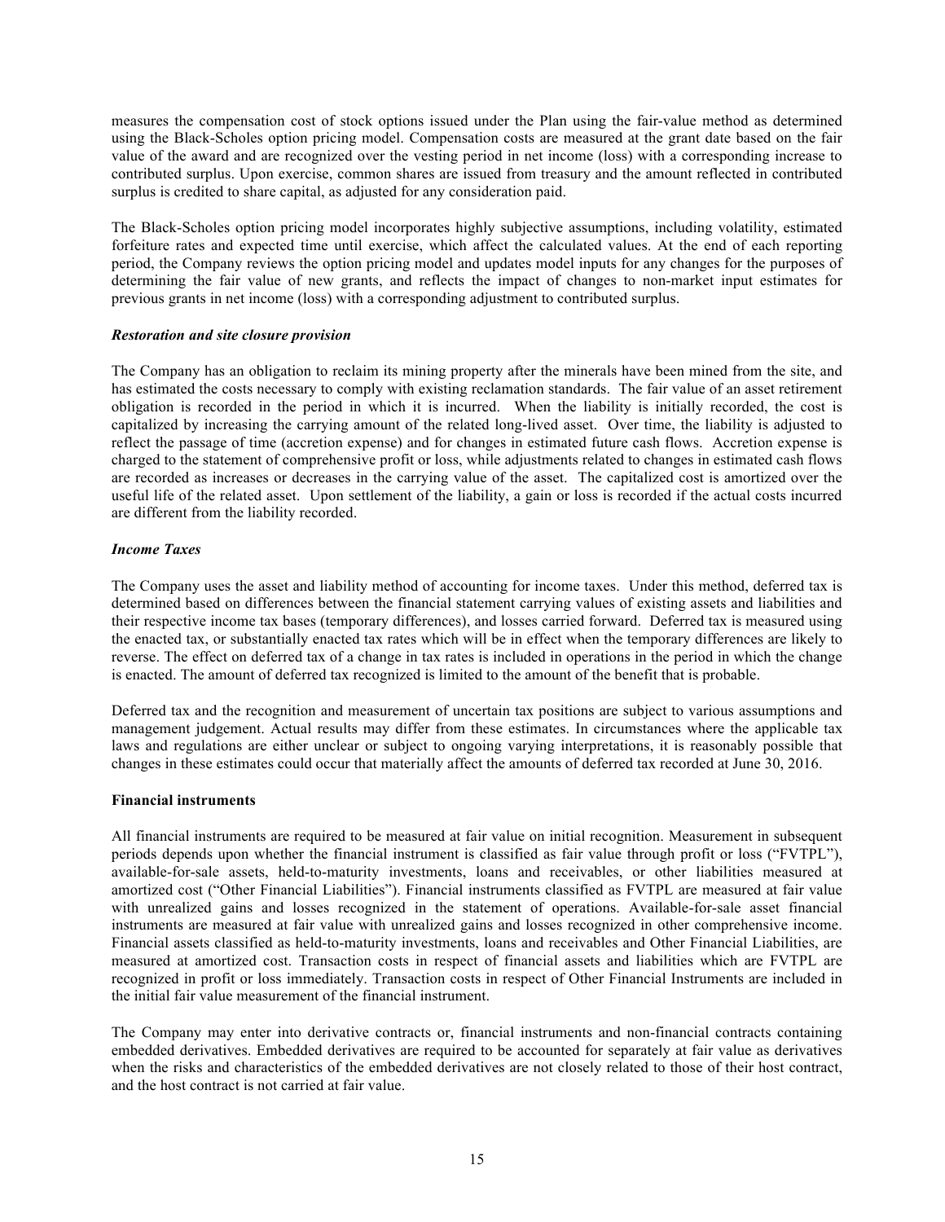measures the compensation cost of stock options issued under the Plan using the fair-value method as determined using the Black-Scholes option pricing model. Compensation costs are measured at the grant date based on the fair value of the award and are recognized over the vesting period in net income (loss) with a corresponding increase to contributed surplus. Upon exercise, common shares are issued from treasury and the amount reflected in contributed surplus is credited to share capital, as adjusted for any consideration paid.

The Black-Scholes option pricing model incorporates highly subjective assumptions, including volatility, estimated forfeiture rates and expected time until exercise, which affect the calculated values. At the end of each reporting period, the Company reviews the option pricing model and updates model inputs for any changes for the purposes of determining the fair value of new grants, and reflects the impact of changes to non-market input estimates for previous grants in net income (loss) with a corresponding adjustment to contributed surplus.

***Restoration and site closure provision***

The Company has an obligation to reclaim its mining property after the minerals have been mined from the site, and has estimated the costs necessary to comply with existing reclamation standards. The fair value of an asset retirement obligation is recorded in the period in which it is incurred. When the liability is initially recorded, the cost is capitalized by increasing the carrying amount of the related long-lived asset. Over time, the liability is adjusted to reflect the passage of time (accretion expense) and for changes in estimated future cash flows. Accretion expense is charged to the statement of comprehensive profit or loss, while adjustments related to changes in estimated cash flows are recorded as increases or decreases in the carrying value of the asset. The capitalized cost is amortized over the useful life of the related asset. Upon settlement of the liability, a gain or loss is recorded if the actual costs incurred are different from the liability recorded.

***Income Taxes***

The Company uses the asset and liability method of accounting for income taxes. Under this method, deferred tax is determined based on differences between the financial statement carrying values of existing assets and liabilities and their respective income tax bases (temporary differences), and losses carried forward. Deferred tax is measured using the enacted tax, or substantially enacted tax rates which will be in effect when the temporary differences are likely to reverse. The effect on deferred tax of a change in tax rates is included in operations in the period in which the change is enacted. The amount of deferred tax recognized is limited to the amount of the benefit that is probable.

Deferred tax and the recognition and measurement of uncertain tax positions are subject to various assumptions and management judgement. Actual results may differ from these estimates. In circumstances where the applicable tax laws and regulations are either unclear or subject to ongoing varying interpretations, it is reasonably possible that changes in these estimates could occur that materially affect the amounts of deferred tax recorded at June 30, 2016.

**Financial instruments**

All financial instruments are required to be measured at fair value on initial recognition. Measurement in subsequent periods depends upon whether the financial instrument is classified as fair value through profit or loss ("FVTPL"), available-for-sale assets, held-to-maturity investments, loans and receivables, or other liabilities measured at amortized cost ("Other Financial Liabilities"). Financial instruments classified as FVTPL are measured at fair value with unrealized gains and losses recognized in the statement of operations. Available-for-sale asset financial instruments are measured at fair value with unrealized gains and losses recognized in other comprehensive income. Financial assets classified as held-to-maturity investments, loans and receivables and Other Financial Liabilities, are measured at amortized cost. Transaction costs in respect of financial assets and liabilities which are FVTPL are recognized in profit or loss immediately. Transaction costs in respect of Other Financial Instruments are included in the initial fair value measurement of the financial instrument.

The Company may enter into derivative contracts or, financial instruments and non-financial contracts containing embedded derivatives. Embedded derivatives are required to be accounted for separately at fair value as derivatives when the risks and characteristics of the embedded derivatives are not closely related to those of their host contract, and the host contract is not carried at fair value.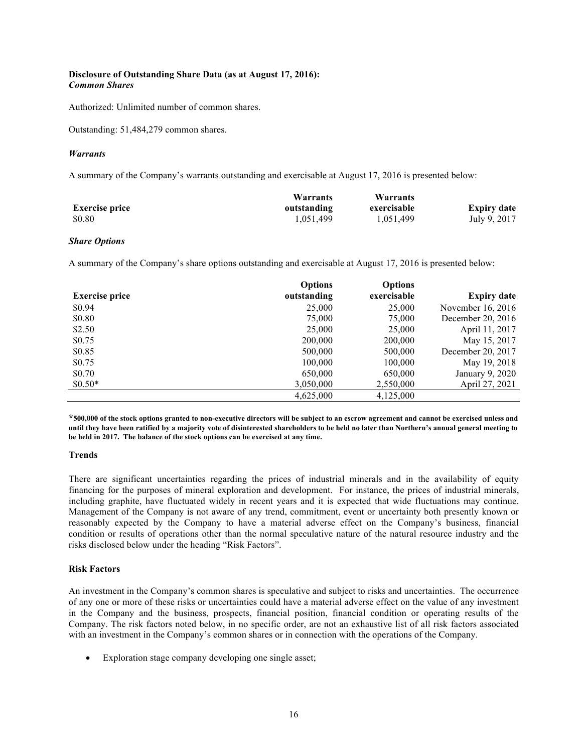**Disclosure of Outstanding Share Data (as at August 17, 2016):**
***Common Shares***

Authorized: Unlimited number of common shares.

Outstanding: 51,484,279 common shares.

***Warrants***

A summary of the Company's warrants outstanding and exercisable at August 17, 2016 is presented below:

| Exercise price | Warrants outstanding | Warrants exercisable | Expiry date |
|---|---|---|---|
| $0.80 | 1,051,499 | 1,051,499 | July 9, 2017 |

***Share Options***

A summary of the Company's share options outstanding and exercisable at August 17, 2016 is presented below:

| Exercise price | Options outstanding | Options exercisable | Expiry date |
|---|---|---|---|
| $0.94 | 25,000 | 25,000 | November 16, 2016 |
| $0.80 | 75,000 | 75,000 | December 20, 2016 |
| $2.50 | 25,000 | 25,000 | April 11, 2017 |
| $0.75 | 200,000 | 200,000 | May 15, 2017 |
| $0.85 | 500,000 | 500,000 | December 20, 2017 |
| $0.75 | 100,000 | 100,000 | May 19, 2018 |
| $0.70 | 650,000 | 650,000 | January 9, 2020 |
| $0.50* | 3,050,000 | 2,550,000 | April 27, 2021 |
| | 4,625,000 | 4,125,000 | |

**\*500,000 of the stock options granted to non-executive directors will be subject to an escrow agreement and cannot be exercised unless and until they have been ratified by a majority vote of disinterested shareholders to be held no later than Northern's annual general meeting to be held in 2017. The balance of the stock options can be exercised at any time.**

### Trends

There are significant uncertainties regarding the prices of industrial minerals and in the availability of equity financing for the purposes of mineral exploration and development. For instance, the prices of industrial minerals, including graphite, have fluctuated widely in recent years and it is expected that wide fluctuations may continue. Management of the Company is not aware of any trend, commitment, event or uncertainty both presently known or reasonably expected by the Company to have a material adverse effect on the Company's business, financial condition or results of operations other than the normal speculative nature of the natural resource industry and the risks disclosed below under the heading "Risk Factors".

### Risk Factors

An investment in the Company's common shares is speculative and subject to risks and uncertainties. The occurrence of any one or more of these risks or uncertainties could have a material adverse effect on the value of any investment in the Company and the business, prospects, financial position, financial condition or operating results of the Company. The risk factors noted below, in no specific order, are not an exhaustive list of all risk factors associated with an investment in the Company's common shares or in connection with the operations of the Company.

- Exploration stage company developing one single asset;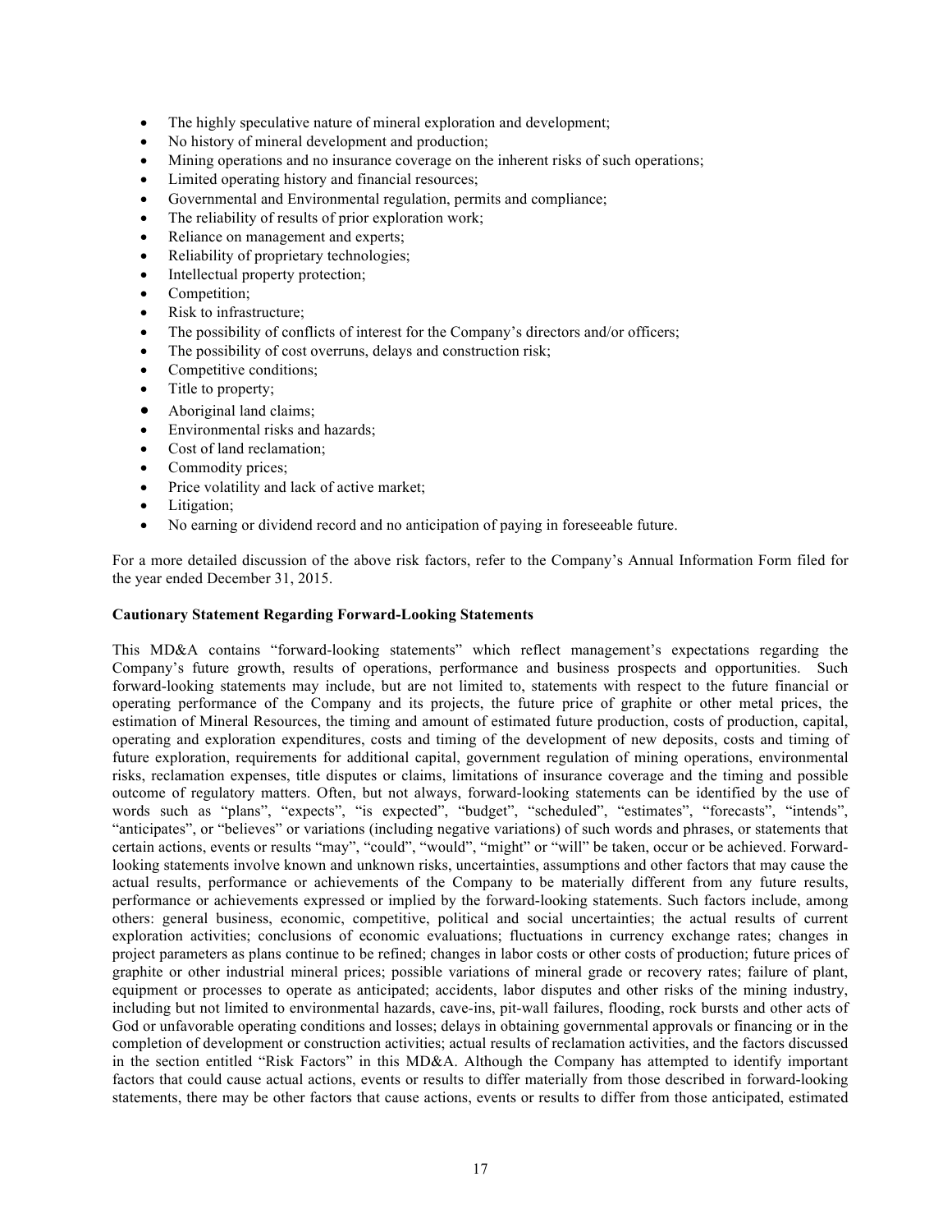- The highly speculative nature of mineral exploration and development;
- No history of mineral development and production;
- Mining operations and no insurance coverage on the inherent risks of such operations;
- Limited operating history and financial resources;
- Governmental and Environmental regulation, permits and compliance;
- The reliability of results of prior exploration work;
- Reliance on management and experts;
- Reliability of proprietary technologies;
- Intellectual property protection;
- Competition;
- Risk to infrastructure;
- The possibility of conflicts of interest for the Company's directors and/or officers;
- The possibility of cost overruns, delays and construction risk;
- Competitive conditions;
- Title to property;
- Aboriginal land claims;
- Environmental risks and hazards;
- Cost of land reclamation;
- Commodity prices;
- Price volatility and lack of active market;
- Litigation;
- No earning or dividend record and no anticipation of paying in foreseeable future.

For a more detailed discussion of the above risk factors, refer to the Company's Annual Information Form filed for the year ended December 31, 2015.

**Cautionary Statement Regarding Forward-Looking Statements**

This MD&A contains "forward-looking statements" which reflect management's expectations regarding the Company's future growth, results of operations, performance and business prospects and opportunities. Such forward-looking statements may include, but are not limited to, statements with respect to the future financial or operating performance of the Company and its projects, the future price of graphite or other metal prices, the estimation of Mineral Resources, the timing and amount of estimated future production, costs of production, capital, operating and exploration expenditures, costs and timing of the development of new deposits, costs and timing of future exploration, requirements for additional capital, government regulation of mining operations, environmental risks, reclamation expenses, title disputes or claims, limitations of insurance coverage and the timing and possible outcome of regulatory matters. Often, but not always, forward-looking statements can be identified by the use of words such as "plans", "expects", "is expected", "budget", "scheduled", "estimates", "forecasts", "intends", "anticipates", or "believes" or variations (including negative variations) of such words and phrases, or statements that certain actions, events or results "may", "could", "would", "might" or "will" be taken, occur or be achieved. Forward-looking statements involve known and unknown risks, uncertainties, assumptions and other factors that may cause the actual results, performance or achievements of the Company to be materially different from any future results, performance or achievements expressed or implied by the forward-looking statements. Such factors include, among others: general business, economic, competitive, political and social uncertainties; the actual results of current exploration activities; conclusions of economic evaluations; fluctuations in currency exchange rates; changes in project parameters as plans continue to be refined; changes in labor costs or other costs of production; future prices of graphite or other industrial mineral prices; possible variations of mineral grade or recovery rates; failure of plant, equipment or processes to operate as anticipated; accidents, labor disputes and other risks of the mining industry, including but not limited to environmental hazards, cave-ins, pit-wall failures, flooding, rock bursts and other acts of God or unfavorable operating conditions and losses; delays in obtaining governmental approvals or financing or in the completion of development or construction activities; actual results of reclamation activities, and the factors discussed in the section entitled "Risk Factors" in this MD&A. Although the Company has attempted to identify important factors that could cause actual actions, events or results to differ materially from those described in forward-looking statements, there may be other factors that cause actions, events or results to differ from those anticipated, estimated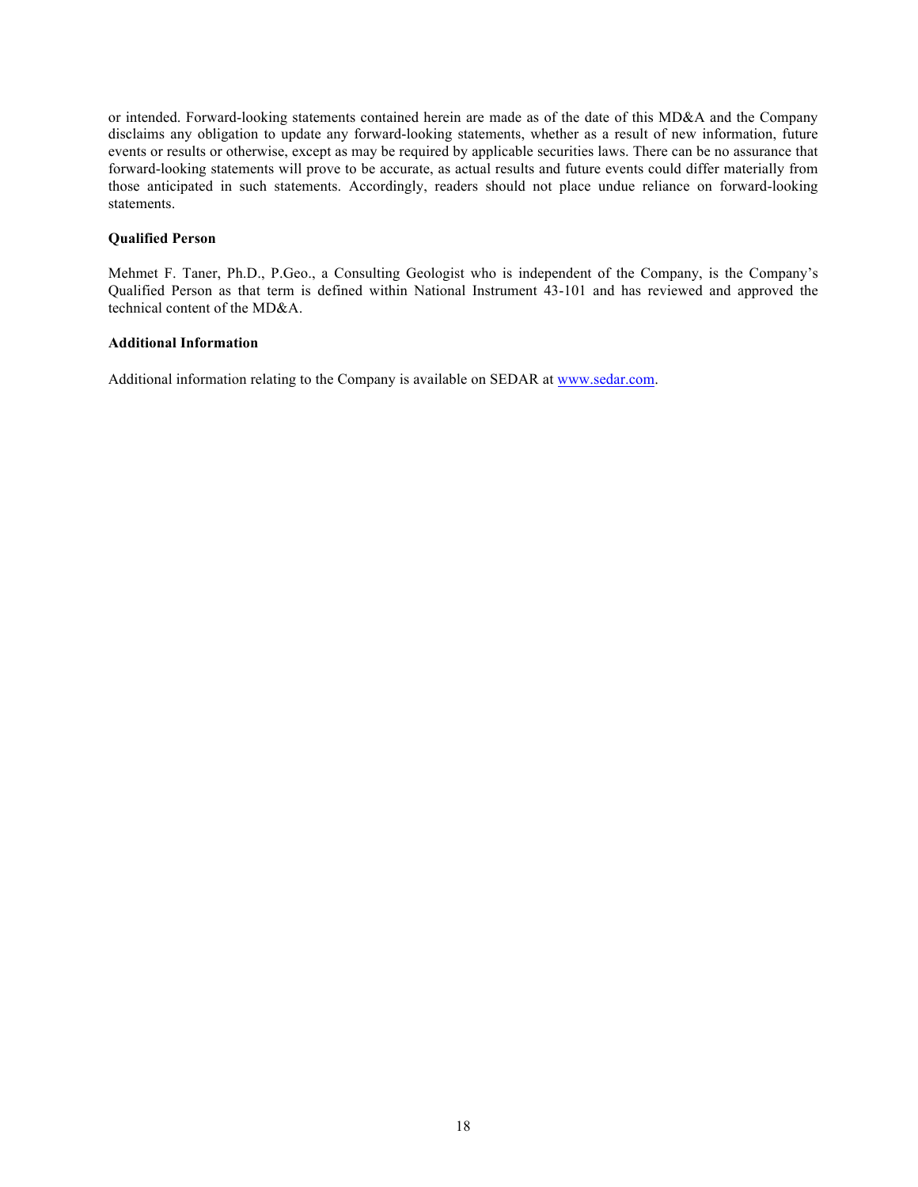or intended. Forward-looking statements contained herein are made as of the date of this MD&A and the Company disclaims any obligation to update any forward-looking statements, whether as a result of new information, future events or results or otherwise, except as may be required by applicable securities laws. There can be no assurance that forward-looking statements will prove to be accurate, as actual results and future events could differ materially from those anticipated in such statements. Accordingly, readers should not place undue reliance on forward-looking statements.

**Qualified Person**

Mehmet F. Taner, Ph.D., P.Geo., a Consulting Geologist who is independent of the Company, is the Company's Qualified Person as that term is defined within National Instrument 43-101 and has reviewed and approved the technical content of the MD&A.

**Additional Information**

Additional information relating to the Company is available on SEDAR at www.sedar.com.